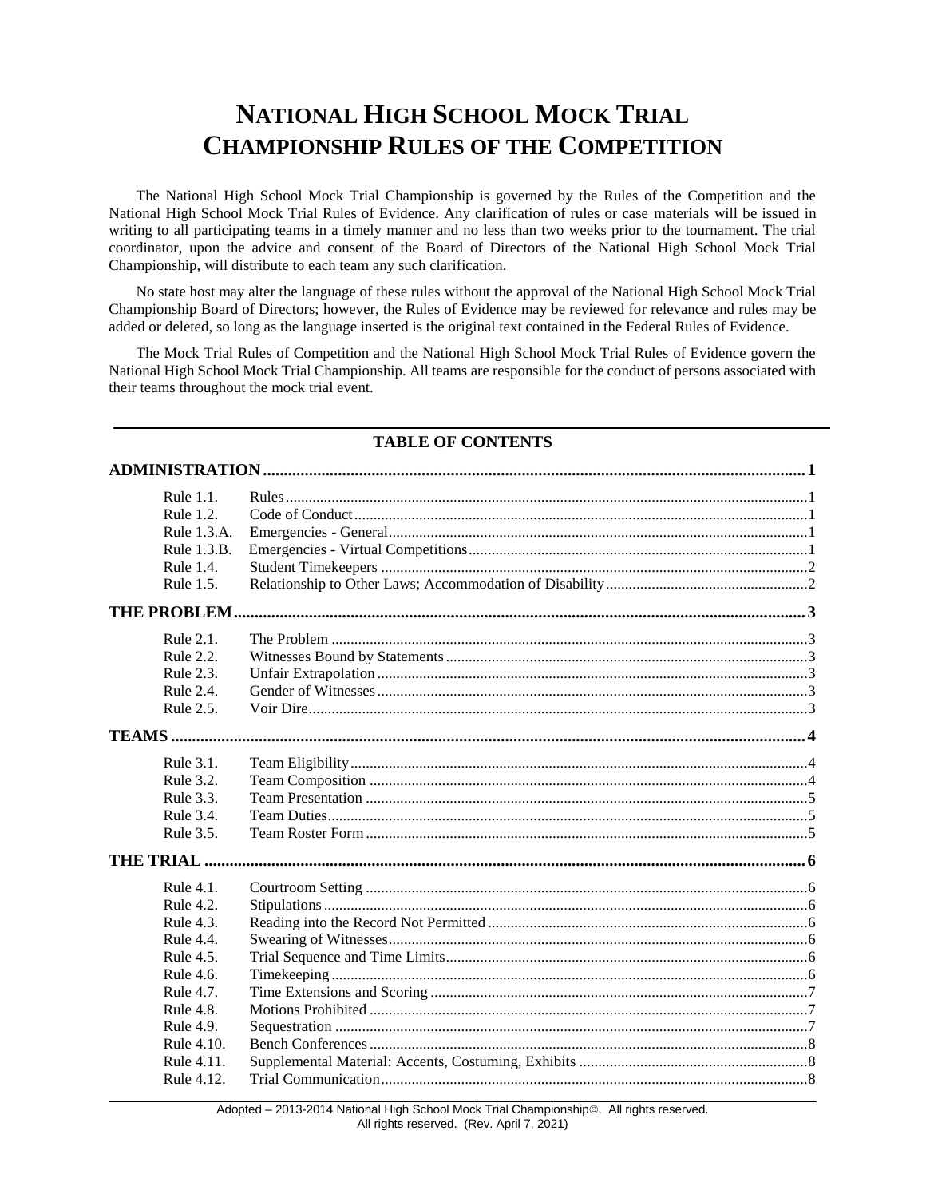# NATIONAL HIGH SCHOOL MOCK TRIAL CHAMPIONSHIP RULES OF THE COMPETITION

The National High School Mock Trial Championship is governed by the Rules of the Competition and the National High School Mock Trial Rules of Evidence. Any clarification of rules or case materials will be issued in writing to all participating teams in a timely manner and no less than two weeks prior to the tournament. The trial coordinator, upon the advice and consent of the Board of Directors of the National High School Mock Trial Championship, will distribute to each team any such clarification.

No state host may alter the language of these rules without the approval of the National High School Mock Trial Championship Board of Directors; however, the Rules of Evidence may be reviewed for relevance and rules may be added or deleted, so long as the language inserted is the original text contained in the Federal Rules of Evidence.

The Mock Trial Rules of Competition and the National High School Mock Trial Rules of Evidence govern the National High School Mock Trial Championship. All teams are responsible for the conduct of persons associated with their teams throughout the mock trial event.

## TABLE OF CONTENTS

**ADMINISTRATION** ..... **1**

| | | |
|---|---|---|
| Rule 1.1. | Rules | 1 |
| Rule 1.2. | Code of Conduct | 1 |
| Rule 1.3.A. | Emergencies - General | 1 |
| Rule 1.3.B. | Emergencies - Virtual Competitions | 1 |
| Rule 1.4. | Student Timekeepers | 2 |
| Rule 1.5. | Relationship to Other Laws; Accommodation of Disability | 2 |

**THE PROBLEM** ..... **3**

| | | |
|---|---|---|
| Rule 2.1. | The Problem | 3 |
| Rule 2.2. | Witnesses Bound by Statements | 3 |
| Rule 2.3. | Unfair Extrapolation | 3 |
| Rule 2.4. | Gender of Witnesses | 3 |
| Rule 2.5. | Voir Dire | 3 |

**TEAMS** ..... **4**

| | | |
|---|---|---|
| Rule 3.1. | Team Eligibility | 4 |
| Rule 3.2. | Team Composition | 4 |
| Rule 3.3. | Team Presentation | 5 |
| Rule 3.4. | Team Duties | 5 |
| Rule 3.5. | Team Roster Form | 5 |

**THE TRIAL** ..... **6**

| | | |
|---|---|---|
| Rule 4.1. | Courtroom Setting | 6 |
| Rule 4.2. | Stipulations | 6 |
| Rule 4.3. | Reading into the Record Not Permitted | 6 |
| Rule 4.4. | Swearing of Witnesses | 6 |
| Rule 4.5. | Trial Sequence and Time Limits | 6 |
| Rule 4.6. | Timekeeping | 6 |
| Rule 4.7. | Time Extensions and Scoring | 7 |
| Rule 4.8. | Motions Prohibited | 7 |
| Rule 4.9. | Sequestration | 7 |
| Rule 4.10. | Bench Conferences | 8 |
| Rule 4.11. | Supplemental Material: Accents, Costuming, Exhibits | 8 |
| Rule 4.12. | Trial Communication | 8 |

Adopted – 2013-2014 National High School Mock Trial Championship©. All rights reserved.
All rights reserved. (Rev. April 7, 2021)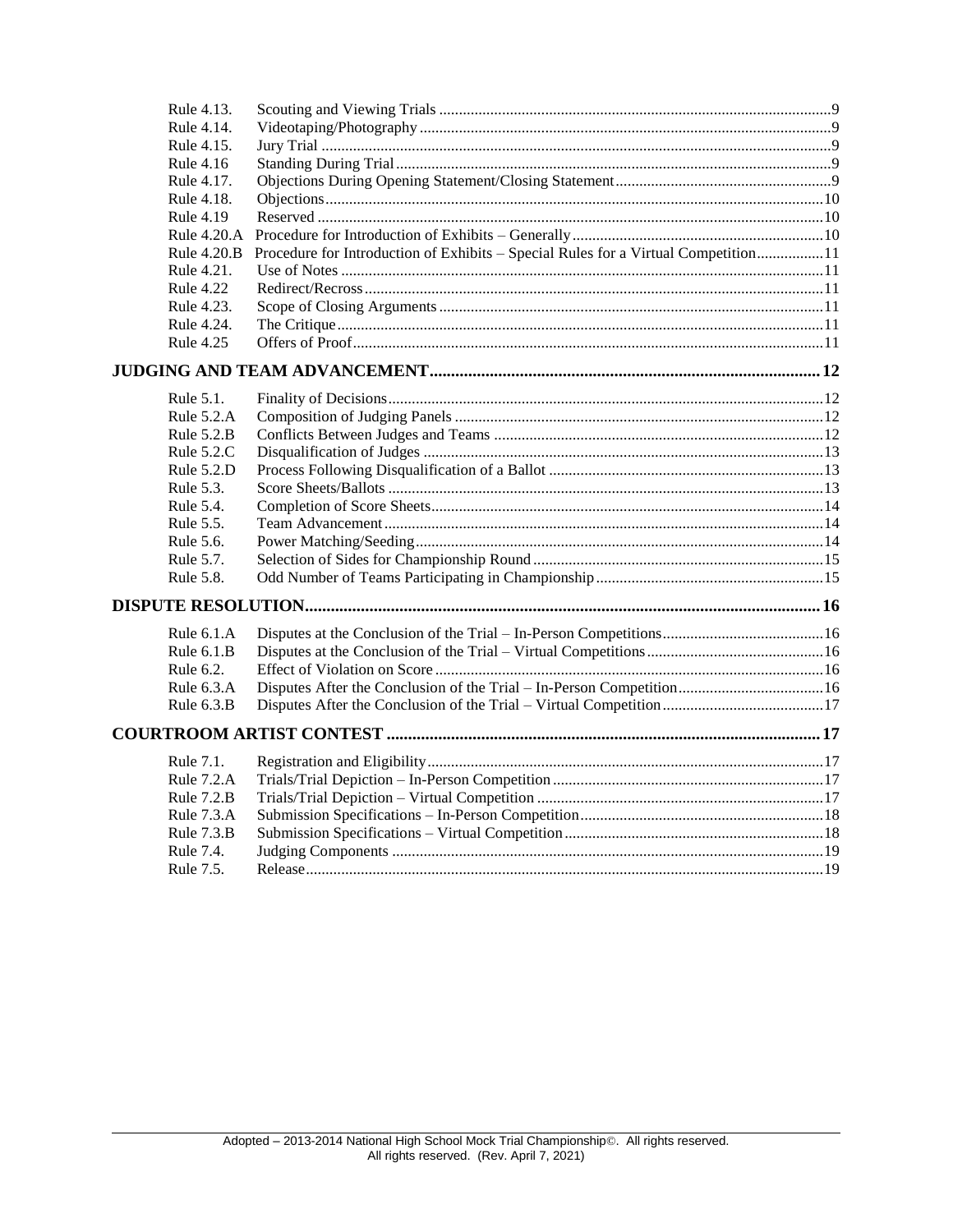| | | |
|---|---|---|
| Rule 4.13. | Scouting and Viewing Trials | 9 |
| Rule 4.14. | Videotaping/Photography | 9 |
| Rule 4.15. | Jury Trial | 9 |
| Rule 4.16 | Standing During Trial | 9 |
| Rule 4.17. | Objections During Opening Statement/Closing Statement | 9 |
| Rule 4.18. | Objections | 10 |
| Rule 4.19 | Reserved | 10 |
| Rule 4.20.A | Procedure for Introduction of Exhibits – Generally | 10 |
| Rule 4.20.B | Procedure for Introduction of Exhibits – Special Rules for a Virtual Competition | 11 |
| Rule 4.21. | Use of Notes | 11 |
| Rule 4.22 | Redirect/Recross | 11 |
| Rule 4.23. | Scope of Closing Arguments | 11 |
| Rule 4.24. | The Critique | 11 |
| Rule 4.25 | Offers of Proof | 11 |

**JUDGING AND TEAM ADVANCEMENT ........ 12**

| | | |
|---|---|---|
| Rule 5.1. | Finality of Decisions | 12 |
| Rule 5.2.A | Composition of Judging Panels | 12 |
| Rule 5.2.B | Conflicts Between Judges and Teams | 12 |
| Rule 5.2.C | Disqualification of Judges | 13 |
| Rule 5.2.D | Process Following Disqualification of a Ballot | 13 |
| Rule 5.3. | Score Sheets/Ballots | 13 |
| Rule 5.4. | Completion of Score Sheets | 14 |
| Rule 5.5. | Team Advancement | 14 |
| Rule 5.6. | Power Matching/Seeding | 14 |
| Rule 5.7. | Selection of Sides for Championship Round | 15 |
| Rule 5.8. | Odd Number of Teams Participating in Championship | 15 |

**DISPUTE RESOLUTION ........ 16**

| | | |
|---|---|---|
| Rule 6.1.A | Disputes at the Conclusion of the Trial – In-Person Competitions | 16 |
| Rule 6.1.B | Disputes at the Conclusion of the Trial – Virtual Competitions | 16 |
| Rule 6.2. | Effect of Violation on Score | 16 |
| Rule 6.3.A | Disputes After the Conclusion of the Trial – In-Person Competition | 16 |
| Rule 6.3.B | Disputes After the Conclusion of the Trial – Virtual Competition | 17 |

**COURTROOM ARTIST CONTEST ........ 17**

| | | |
|---|---|---|
| Rule 7.1. | Registration and Eligibility | 17 |
| Rule 7.2.A | Trials/Trial Depiction – In-Person Competition | 17 |
| Rule 7.2.B | Trials/Trial Depiction – Virtual Competition | 17 |
| Rule 7.3.A | Submission Specifications – In-Person Competition | 18 |
| Rule 7.3.B | Submission Specifications – Virtual Competition | 18 |
| Rule 7.4. | Judging Components | 19 |
| Rule 7.5. | Release | 19 |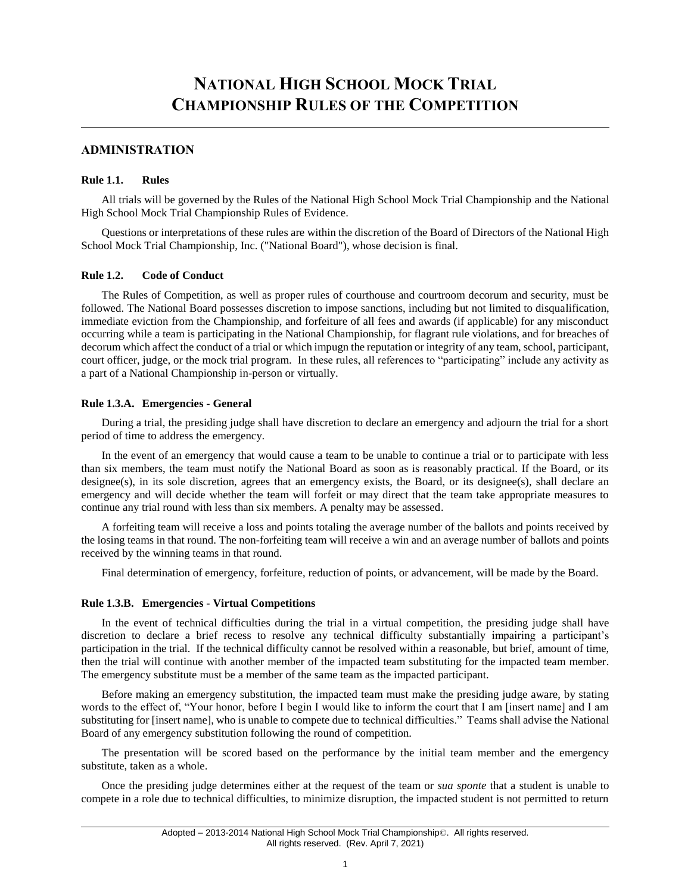# NATIONAL HIGH SCHOOL MOCK TRIAL CHAMPIONSHIP RULES OF THE COMPETITION

## ADMINISTRATION

### Rule 1.1. Rules

All trials will be governed by the Rules of the National High School Mock Trial Championship and the National High School Mock Trial Championship Rules of Evidence.

Questions or interpretations of these rules are within the discretion of the Board of Directors of the National High School Mock Trial Championship, Inc. ("National Board"), whose decision is final.

### Rule 1.2. Code of Conduct

The Rules of Competition, as well as proper rules of courthouse and courtroom decorum and security, must be followed. The National Board possesses discretion to impose sanctions, including but not limited to disqualification, immediate eviction from the Championship, and forfeiture of all fees and awards (if applicable) for any misconduct occurring while a team is participating in the National Championship, for flagrant rule violations, and for breaches of decorum which affect the conduct of a trial or which impugn the reputation or integrity of any team, school, participant, court officer, judge, or the mock trial program. In these rules, all references to "participating" include any activity as a part of a National Championship in-person or virtually.

### Rule 1.3.A. Emergencies - General

During a trial, the presiding judge shall have discretion to declare an emergency and adjourn the trial for a short period of time to address the emergency.

In the event of an emergency that would cause a team to be unable to continue a trial or to participate with less than six members, the team must notify the National Board as soon as is reasonably practical. If the Board, or its designee(s), in its sole discretion, agrees that an emergency exists, the Board, or its designee(s), shall declare an emergency and will decide whether the team will forfeit or may direct that the team take appropriate measures to continue any trial round with less than six members. A penalty may be assessed.

A forfeiting team will receive a loss and points totaling the average number of the ballots and points received by the losing teams in that round. The non-forfeiting team will receive a win and an average number of ballots and points received by the winning teams in that round.

Final determination of emergency, forfeiture, reduction of points, or advancement, will be made by the Board.

### Rule 1.3.B. Emergencies - Virtual Competitions

In the event of technical difficulties during the trial in a virtual competition, the presiding judge shall have discretion to declare a brief recess to resolve any technical difficulty substantially impairing a participant's participation in the trial. If the technical difficulty cannot be resolved within a reasonable, but brief, amount of time, then the trial will continue with another member of the impacted team substituting for the impacted team member. The emergency substitute must be a member of the same team as the impacted participant.

Before making an emergency substitution, the impacted team must make the presiding judge aware, by stating words to the effect of, "Your honor, before I begin I would like to inform the court that I am [insert name] and I am substituting for [insert name], who is unable to compete due to technical difficulties." Teams shall advise the National Board of any emergency substitution following the round of competition.

The presentation will be scored based on the performance by the initial team member and the emergency substitute, taken as a whole.

Once the presiding judge determines either at the request of the team or *sua sponte* that a student is unable to compete in a role due to technical difficulties, to minimize disruption, the impacted student is not permitted to return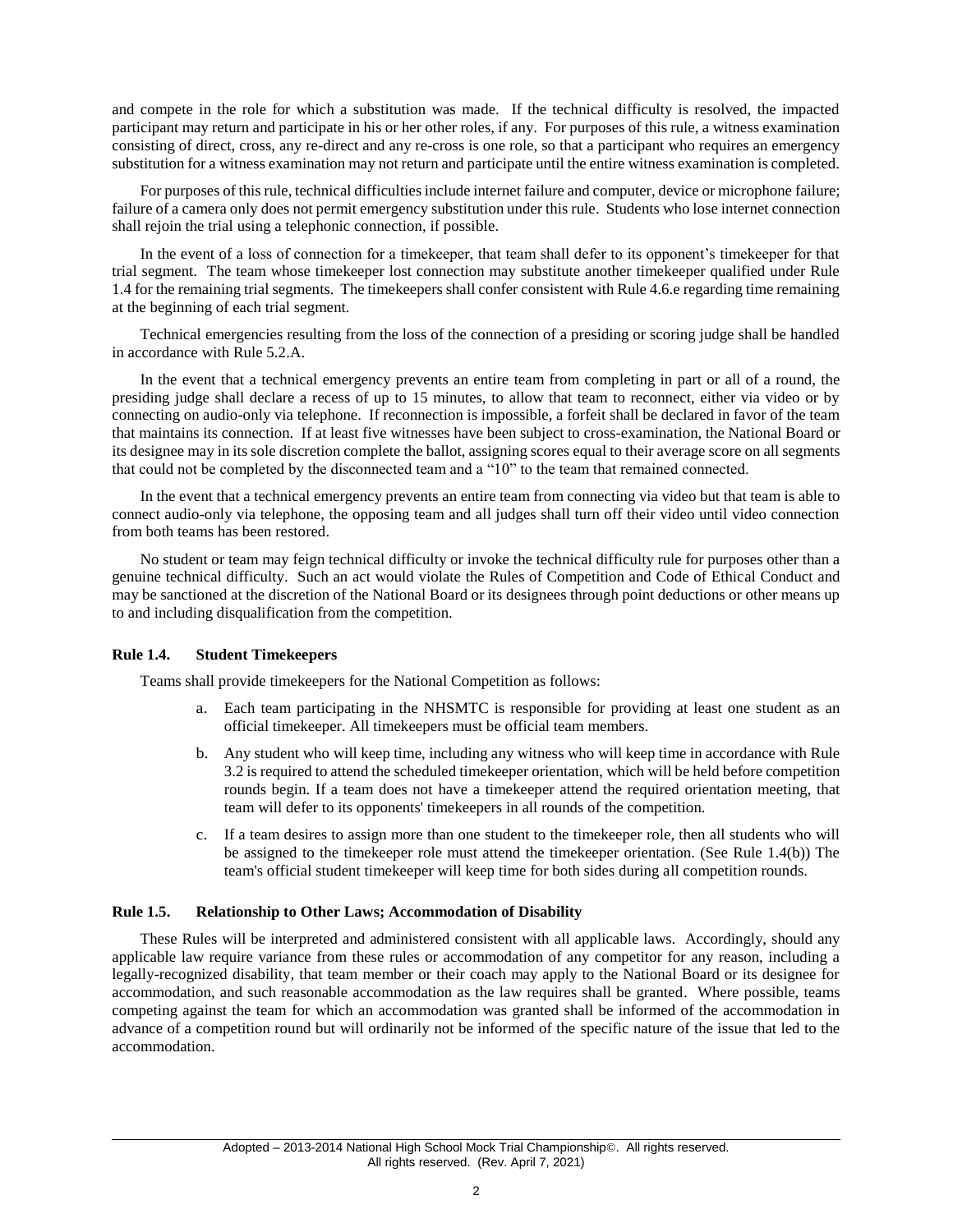and compete in the role for which a substitution was made. If the technical difficulty is resolved, the impacted participant may return and participate in his or her other roles, if any. For purposes of this rule, a witness examination consisting of direct, cross, any re-direct and any re-cross is one role, so that a participant who requires an emergency substitution for a witness examination may not return and participate until the entire witness examination is completed.

For purposes of this rule, technical difficulties include internet failure and computer, device or microphone failure; failure of a camera only does not permit emergency substitution under this rule. Students who lose internet connection shall rejoin the trial using a telephonic connection, if possible.

In the event of a loss of connection for a timekeeper, that team shall defer to its opponent's timekeeper for that trial segment. The team whose timekeeper lost connection may substitute another timekeeper qualified under Rule 1.4 for the remaining trial segments. The timekeepers shall confer consistent with Rule 4.6.e regarding time remaining at the beginning of each trial segment.

Technical emergencies resulting from the loss of the connection of a presiding or scoring judge shall be handled in accordance with Rule 5.2.A.

In the event that a technical emergency prevents an entire team from completing in part or all of a round, the presiding judge shall declare a recess of up to 15 minutes, to allow that team to reconnect, either via video or by connecting on audio-only via telephone. If reconnection is impossible, a forfeit shall be declared in favor of the team that maintains its connection. If at least five witnesses have been subject to cross-examination, the National Board or its designee may in its sole discretion complete the ballot, assigning scores equal to their average score on all segments that could not be completed by the disconnected team and a "10" to the team that remained connected.

In the event that a technical emergency prevents an entire team from connecting via video but that team is able to connect audio-only via telephone, the opposing team and all judges shall turn off their video until video connection from both teams has been restored.

No student or team may feign technical difficulty or invoke the technical difficulty rule for purposes other than a genuine technical difficulty. Such an act would violate the Rules of Competition and Code of Ethical Conduct and may be sanctioned at the discretion of the National Board or its designees through point deductions or other means up to and including disqualification from the competition.

### Rule 1.4. Student Timekeepers

Teams shall provide timekeepers for the National Competition as follows:

a. Each team participating in the NHSMTC is responsible for providing at least one student as an official timekeeper. All timekeepers must be official team members.

b. Any student who will keep time, including any witness who will keep time in accordance with Rule 3.2 is required to attend the scheduled timekeeper orientation, which will be held before competition rounds begin. If a team does not have a timekeeper attend the required orientation meeting, that team will defer to its opponents' timekeepers in all rounds of the competition.

c. If a team desires to assign more than one student to the timekeeper role, then all students who will be assigned to the timekeeper role must attend the timekeeper orientation. (See Rule 1.4(b)) The team's official student timekeeper will keep time for both sides during all competition rounds.

### Rule 1.5. Relationship to Other Laws; Accommodation of Disability

These Rules will be interpreted and administered consistent with all applicable laws. Accordingly, should any applicable law require variance from these rules or accommodation of any competitor for any reason, including a legally-recognized disability, that team member or their coach may apply to the National Board or its designee for accommodation, and such reasonable accommodation as the law requires shall be granted. Where possible, teams competing against the team for which an accommodation was granted shall be informed of the accommodation in advance of a competition round but will ordinarily not be informed of the specific nature of the issue that led to the accommodation.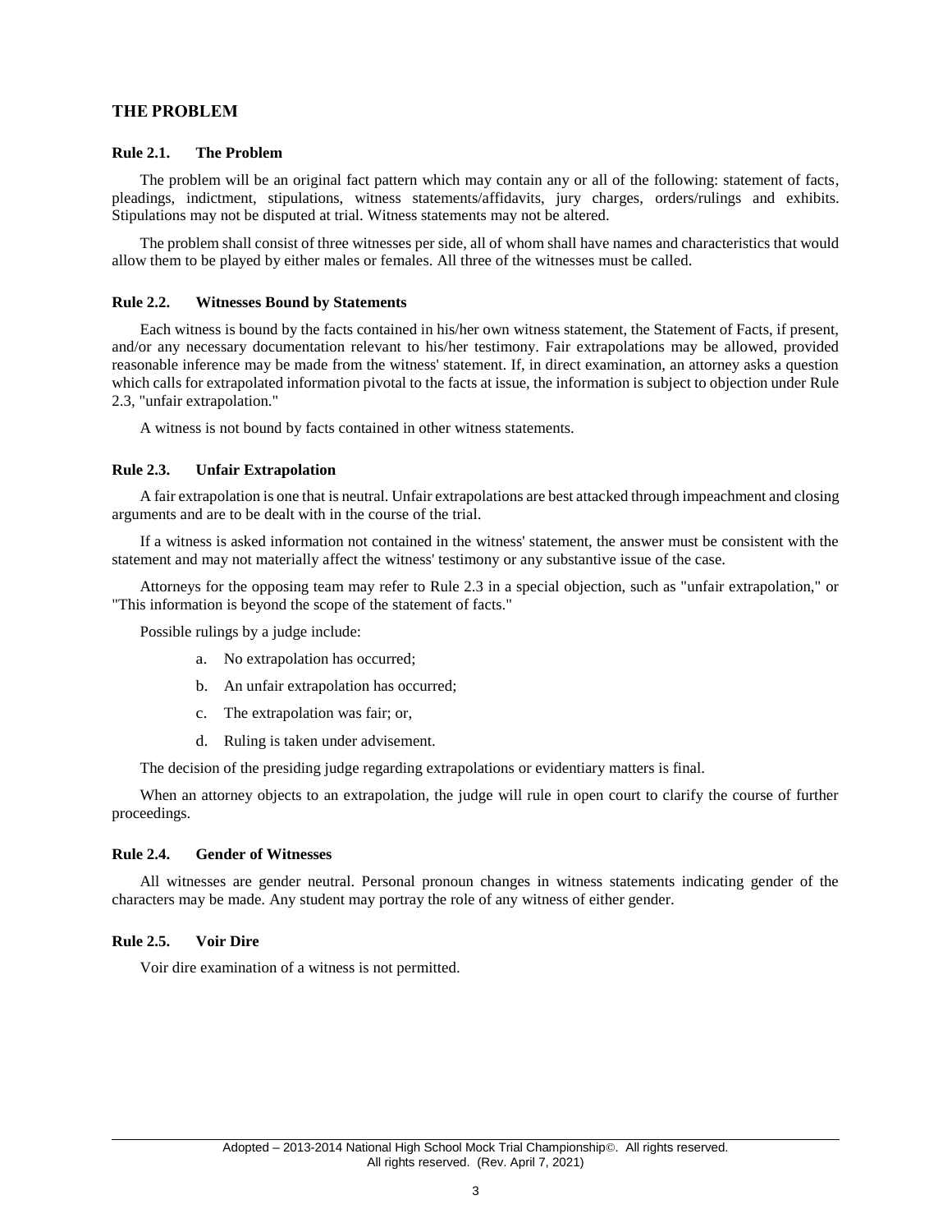## THE PROBLEM

### Rule 2.1. The Problem

The problem will be an original fact pattern which may contain any or all of the following: statement of facts, pleadings, indictment, stipulations, witness statements/affidavits, jury charges, orders/rulings and exhibits. Stipulations may not be disputed at trial. Witness statements may not be altered.

The problem shall consist of three witnesses per side, all of whom shall have names and characteristics that would allow them to be played by either males or females. All three of the witnesses must be called.

### Rule 2.2. Witnesses Bound by Statements

Each witness is bound by the facts contained in his/her own witness statement, the Statement of Facts, if present, and/or any necessary documentation relevant to his/her testimony. Fair extrapolations may be allowed, provided reasonable inference may be made from the witness' statement. If, in direct examination, an attorney asks a question which calls for extrapolated information pivotal to the facts at issue, the information is subject to objection under Rule 2.3, "unfair extrapolation."

A witness is not bound by facts contained in other witness statements.

### Rule 2.3. Unfair Extrapolation

A fair extrapolation is one that is neutral. Unfair extrapolations are best attacked through impeachment and closing arguments and are to be dealt with in the course of the trial.

If a witness is asked information not contained in the witness' statement, the answer must be consistent with the statement and may not materially affect the witness' testimony or any substantive issue of the case.

Attorneys for the opposing team may refer to Rule 2.3 in a special objection, such as "unfair extrapolation," or "This information is beyond the scope of the statement of facts."

Possible rulings by a judge include:

a. No extrapolation has occurred;

b. An unfair extrapolation has occurred;

c. The extrapolation was fair; or,

d. Ruling is taken under advisement.

The decision of the presiding judge regarding extrapolations or evidentiary matters is final.

When an attorney objects to an extrapolation, the judge will rule in open court to clarify the course of further proceedings.

### Rule 2.4. Gender of Witnesses

All witnesses are gender neutral. Personal pronoun changes in witness statements indicating gender of the characters may be made. Any student may portray the role of any witness of either gender.

### Rule 2.5. Voir Dire

Voir dire examination of a witness is not permitted.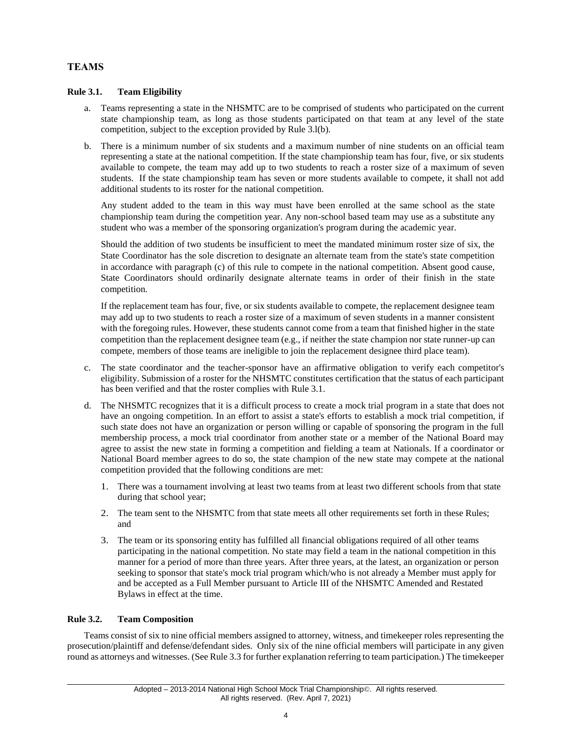## TEAMS

### Rule 3.1. Team Eligibility

a. Teams representing a state in the NHSMTC are to be comprised of students who participated on the current state championship team, as long as those students participated on that team at any level of the state competition, subject to the exception provided by Rule 3.l(b).

b. There is a minimum number of six students and a maximum number of nine students on an official team representing a state at the national competition. If the state championship team has four, five, or six students available to compete, the team may add up to two students to reach a roster size of a maximum of seven students. If the state championship team has seven or more students available to compete, it shall not add additional students to its roster for the national competition.

   Any student added to the team in this way must have been enrolled at the same school as the state championship team during the competition year. Any non-school based team may use as a substitute any student who was a member of the sponsoring organization's program during the academic year.

   Should the addition of two students be insufficient to meet the mandated minimum roster size of six, the State Coordinator has the sole discretion to designate an alternate team from the state's state competition in accordance with paragraph (c) of this rule to compete in the national competition. Absent good cause, State Coordinators should ordinarily designate alternate teams in order of their finish in the state competition.

   If the replacement team has four, five, or six students available to compete, the replacement designee team may add up to two students to reach a roster size of a maximum of seven students in a manner consistent with the foregoing rules. However, these students cannot come from a team that finished higher in the state competition than the replacement designee team (e.g., if neither the state champion nor state runner-up can compete, members of those teams are ineligible to join the replacement designee third place team).

c. The state coordinator and the teacher-sponsor have an affirmative obligation to verify each competitor's eligibility. Submission of a roster for the NHSMTC constitutes certification that the status of each participant has been verified and that the roster complies with Rule 3.1.

d. The NHSMTC recognizes that it is a difficult process to create a mock trial program in a state that does not have an ongoing competition. In an effort to assist a state's efforts to establish a mock trial competition, if such state does not have an organization or person willing or capable of sponsoring the program in the full membership process, a mock trial coordinator from another state or a member of the National Board may agree to assist the new state in forming a competition and fielding a team at Nationals. If a coordinator or National Board member agrees to do so, the state champion of the new state may compete at the national competition provided that the following conditions are met:

   1. There was a tournament involving at least two teams from at least two different schools from that state during that school year;
   2. The team sent to the NHSMTC from that state meets all other requirements set forth in these Rules; and
   3. The team or its sponsoring entity has fulfilled all financial obligations required of all other teams participating in the national competition. No state may field a team in the national competition in this manner for a period of more than three years. After three years, at the latest, an organization or person seeking to sponsor that state's mock trial program which/who is not already a Member must apply for and be accepted as a Full Member pursuant to Article III of the NHSMTC Amended and Restated Bylaws in effect at the time.

### Rule 3.2. Team Composition

Teams consist of six to nine official members assigned to attorney, witness, and timekeeper roles representing the prosecution/plaintiff and defense/defendant sides. Only six of the nine official members will participate in any given round as attorneys and witnesses. (See Rule 3.3 for further explanation referring to team participation.) The timekeeper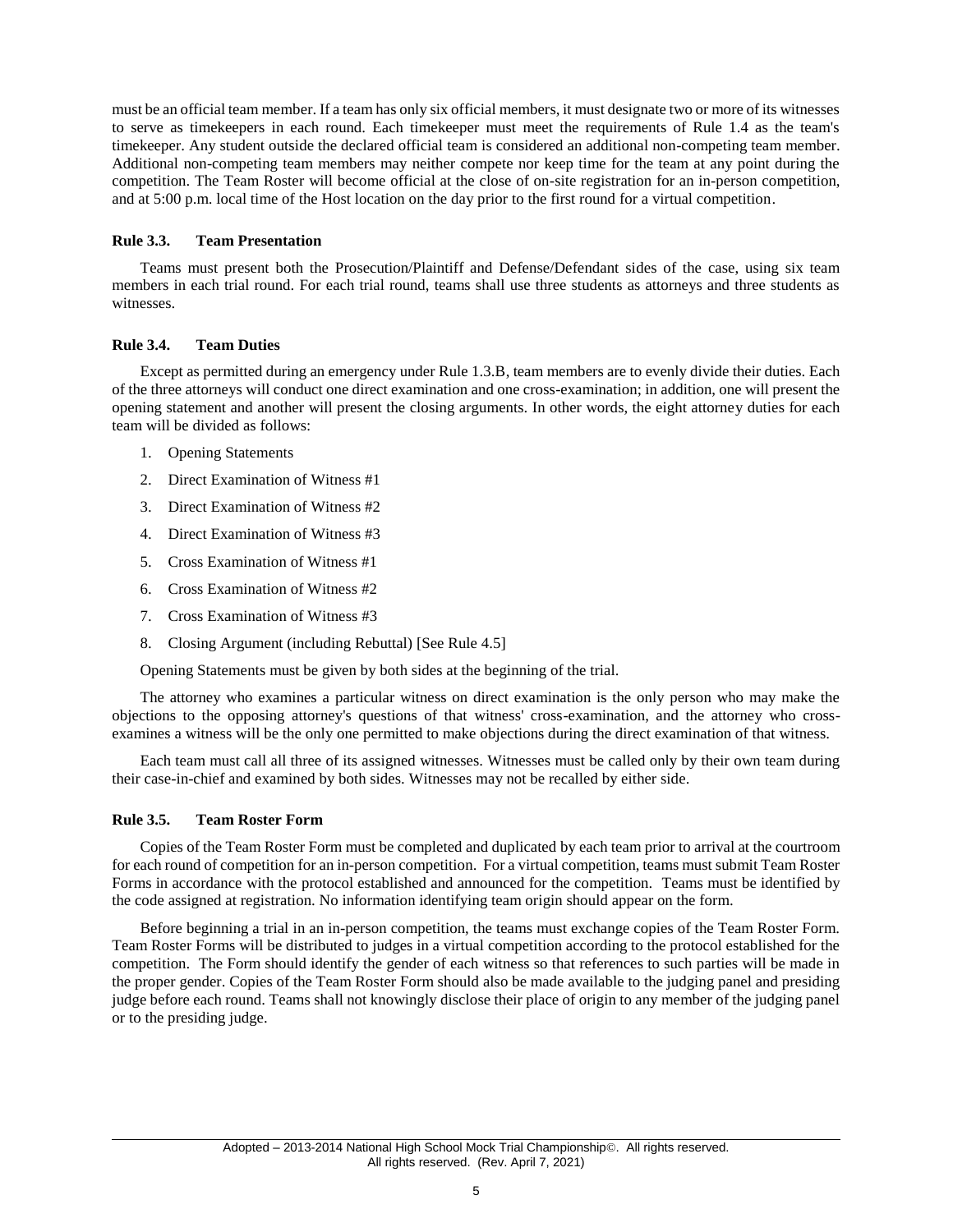must be an official team member. If a team has only six official members, it must designate two or more of its witnesses to serve as timekeepers in each round. Each timekeeper must meet the requirements of Rule 1.4 as the team's timekeeper. Any student outside the declared official team is considered an additional non-competing team member. Additional non-competing team members may neither compete nor keep time for the team at any point during the competition. The Team Roster will become official at the close of on-site registration for an in-person competition, and at 5:00 p.m. local time of the Host location on the day prior to the first round for a virtual competition.

### Rule 3.3. Team Presentation

Teams must present both the Prosecution/Plaintiff and Defense/Defendant sides of the case, using six team members in each trial round. For each trial round, teams shall use three students as attorneys and three students as witnesses.

### Rule 3.4. Team Duties

Except as permitted during an emergency under Rule 1.3.B, team members are to evenly divide their duties. Each of the three attorneys will conduct one direct examination and one cross-examination; in addition, one will present the opening statement and another will present the closing arguments. In other words, the eight attorney duties for each team will be divided as follows:

1. Opening Statements
2. Direct Examination of Witness #1
3. Direct Examination of Witness #2
4. Direct Examination of Witness #3
5. Cross Examination of Witness #1
6. Cross Examination of Witness #2
7. Cross Examination of Witness #3
8. Closing Argument (including Rebuttal) [See Rule 4.5]

Opening Statements must be given by both sides at the beginning of the trial.

The attorney who examines a particular witness on direct examination is the only person who may make the objections to the opposing attorney's questions of that witness' cross-examination, and the attorney who cross-examines a witness will be the only one permitted to make objections during the direct examination of that witness.

Each team must call all three of its assigned witnesses. Witnesses must be called only by their own team during their case-in-chief and examined by both sides. Witnesses may not be recalled by either side.

### Rule 3.5. Team Roster Form

Copies of the Team Roster Form must be completed and duplicated by each team prior to arrival at the courtroom for each round of competition for an in-person competition. For a virtual competition, teams must submit Team Roster Forms in accordance with the protocol established and announced for the competition. Teams must be identified by the code assigned at registration. No information identifying team origin should appear on the form.

Before beginning a trial in an in-person competition, the teams must exchange copies of the Team Roster Form. Team Roster Forms will be distributed to judges in a virtual competition according to the protocol established for the competition. The Form should identify the gender of each witness so that references to such parties will be made in the proper gender. Copies of the Team Roster Form should also be made available to the judging panel and presiding judge before each round. Teams shall not knowingly disclose their place of origin to any member of the judging panel or to the presiding judge.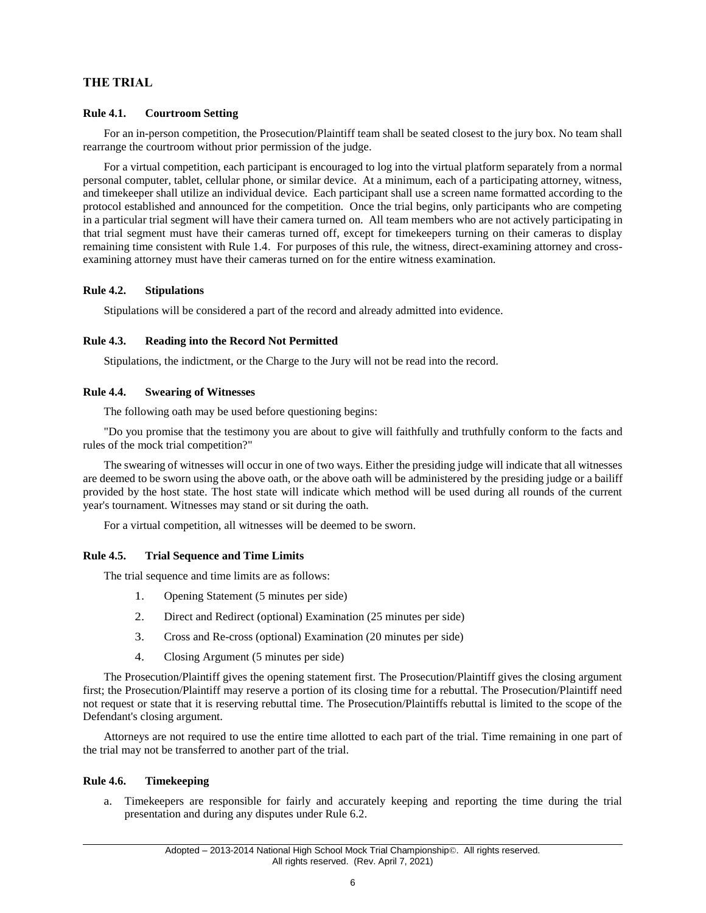## THE TRIAL

### Rule 4.1. Courtroom Setting

For an in-person competition, the Prosecution/Plaintiff team shall be seated closest to the jury box. No team shall rearrange the courtroom without prior permission of the judge.

For a virtual competition, each participant is encouraged to log into the virtual platform separately from a normal personal computer, tablet, cellular phone, or similar device. At a minimum, each of a participating attorney, witness, and timekeeper shall utilize an individual device. Each participant shall use a screen name formatted according to the protocol established and announced for the competition. Once the trial begins, only participants who are competing in a particular trial segment will have their camera turned on. All team members who are not actively participating in that trial segment must have their cameras turned off, except for timekeepers turning on their cameras to display remaining time consistent with Rule 1.4. For purposes of this rule, the witness, direct-examining attorney and cross-examining attorney must have their cameras turned on for the entire witness examination.

### Rule 4.2. Stipulations

Stipulations will be considered a part of the record and already admitted into evidence.

### Rule 4.3. Reading into the Record Not Permitted

Stipulations, the indictment, or the Charge to the Jury will not be read into the record.

### Rule 4.4. Swearing of Witnesses

The following oath may be used before questioning begins:

"Do you promise that the testimony you are about to give will faithfully and truthfully conform to the facts and rules of the mock trial competition?"

The swearing of witnesses will occur in one of two ways. Either the presiding judge will indicate that all witnesses are deemed to be sworn using the above oath, or the above oath will be administered by the presiding judge or a bailiff provided by the host state. The host state will indicate which method will be used during all rounds of the current year's tournament. Witnesses may stand or sit during the oath.

For a virtual competition, all witnesses will be deemed to be sworn.

### Rule 4.5. Trial Sequence and Time Limits

The trial sequence and time limits are as follows:

1. Opening Statement (5 minutes per side)
2. Direct and Redirect (optional) Examination (25 minutes per side)
3. Cross and Re-cross (optional) Examination (20 minutes per side)
4. Closing Argument (5 minutes per side)

The Prosecution/Plaintiff gives the opening statement first. The Prosecution/Plaintiff gives the closing argument first; the Prosecution/Plaintiff may reserve a portion of its closing time for a rebuttal. The Prosecution/Plaintiff need not request or state that it is reserving rebuttal time. The Prosecution/Plaintiffs rebuttal is limited to the scope of the Defendant's closing argument.

Attorneys are not required to use the entire time allotted to each part of the trial. Time remaining in one part of the trial may not be transferred to another part of the trial.

### Rule 4.6. Timekeeping

a. Timekeepers are responsible for fairly and accurately keeping and reporting the time during the trial presentation and during any disputes under Rule 6.2.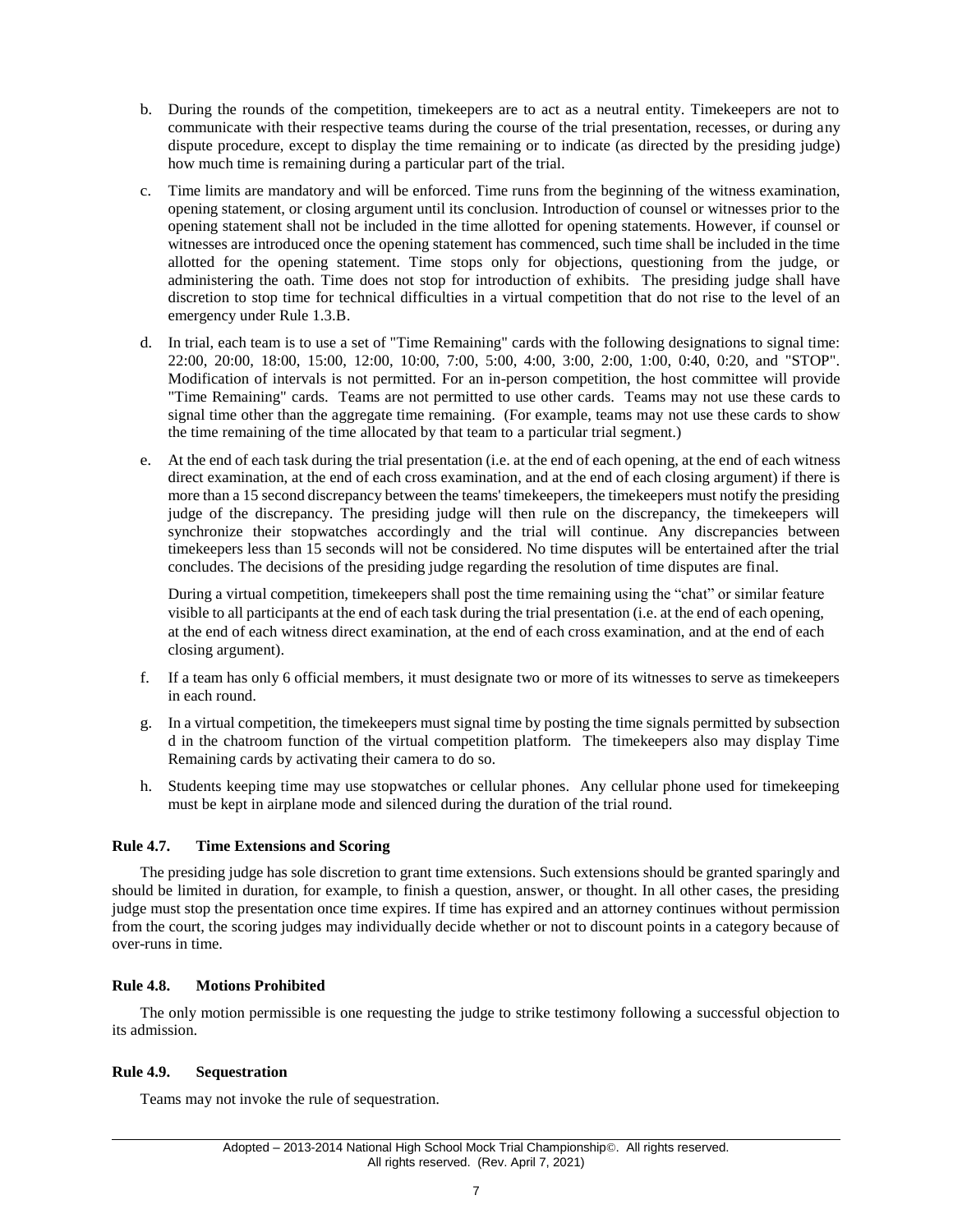b. During the rounds of the competition, timekeepers are to act as a neutral entity. Timekeepers are not to communicate with their respective teams during the course of the trial presentation, recesses, or during any dispute procedure, except to display the time remaining or to indicate (as directed by the presiding judge) how much time is remaining during a particular part of the trial.

c. Time limits are mandatory and will be enforced. Time runs from the beginning of the witness examination, opening statement, or closing argument until its conclusion. Introduction of counsel or witnesses prior to the opening statement shall not be included in the time allotted for opening statements. However, if counsel or witnesses are introduced once the opening statement has commenced, such time shall be included in the time allotted for the opening statement. Time stops only for objections, questioning from the judge, or administering the oath. Time does not stop for introduction of exhibits. The presiding judge shall have discretion to stop time for technical difficulties in a virtual competition that do not rise to the level of an emergency under Rule 1.3.B.

d. In trial, each team is to use a set of "Time Remaining" cards with the following designations to signal time: 22:00, 20:00, 18:00, 15:00, 12:00, 10:00, 7:00, 5:00, 4:00, 3:00, 2:00, 1:00, 0:40, 0:20, and "STOP". Modification of intervals is not permitted. For an in-person competition, the host committee will provide "Time Remaining" cards. Teams are not permitted to use other cards. Teams may not use these cards to signal time other than the aggregate time remaining. (For example, teams may not use these cards to show the time remaining of the time allocated by that team to a particular trial segment.)

e. At the end of each task during the trial presentation (i.e. at the end of each opening, at the end of each witness direct examination, at the end of each cross examination, and at the end of each closing argument) if there is more than a 15 second discrepancy between the teams' timekeepers, the timekeepers must notify the presiding judge of the discrepancy. The presiding judge will then rule on the discrepancy, the timekeepers will synchronize their stopwatches accordingly and the trial will continue. Any discrepancies between timekeepers less than 15 seconds will not be considered. No time disputes will be entertained after the trial concludes. The decisions of the presiding judge regarding the resolution of time disputes are final.

   During a virtual competition, timekeepers shall post the time remaining using the "chat" or similar feature visible to all participants at the end of each task during the trial presentation (i.e. at the end of each opening, at the end of each witness direct examination, at the end of each cross examination, and at the end of each closing argument).

f. If a team has only 6 official members, it must designate two or more of its witnesses to serve as timekeepers in each round.

g. In a virtual competition, the timekeepers must signal time by posting the time signals permitted by subsection d in the chatroom function of the virtual competition platform. The timekeepers also may display Time Remaining cards by activating their camera to do so.

h. Students keeping time may use stopwatches or cellular phones. Any cellular phone used for timekeeping must be kept in airplane mode and silenced during the duration of the trial round.

### Rule 4.7. Time Extensions and Scoring

The presiding judge has sole discretion to grant time extensions. Such extensions should be granted sparingly and should be limited in duration, for example, to finish a question, answer, or thought. In all other cases, the presiding judge must stop the presentation once time expires. If time has expired and an attorney continues without permission from the court, the scoring judges may individually decide whether or not to discount points in a category because of over-runs in time.

### Rule 4.8. Motions Prohibited

The only motion permissible is one requesting the judge to strike testimony following a successful objection to its admission.

### Rule 4.9. Sequestration

Teams may not invoke the rule of sequestration.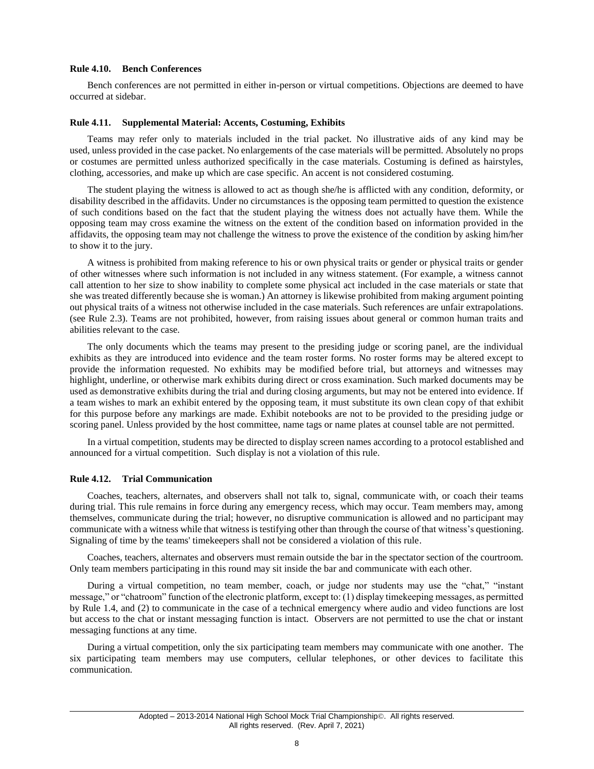### Rule 4.10. Bench Conferences

Bench conferences are not permitted in either in-person or virtual competitions. Objections are deemed to have occurred at sidebar.

### Rule 4.11. Supplemental Material: Accents, Costuming, Exhibits

Teams may refer only to materials included in the trial packet. No illustrative aids of any kind may be used, unless provided in the case packet. No enlargements of the case materials will be permitted. Absolutely no props or costumes are permitted unless authorized specifically in the case materials. Costuming is defined as hairstyles, clothing, accessories, and make up which are case specific. An accent is not considered costuming.

The student playing the witness is allowed to act as though she/he is afflicted with any condition, deformity, or disability described in the affidavits. Under no circumstances is the opposing team permitted to question the existence of such conditions based on the fact that the student playing the witness does not actually have them. While the opposing team may cross examine the witness on the extent of the condition based on information provided in the affidavits, the opposing team may not challenge the witness to prove the existence of the condition by asking him/her to show it to the jury.

A witness is prohibited from making reference to his or own physical traits or gender or physical traits or gender of other witnesses where such information is not included in any witness statement. (For example, a witness cannot call attention to her size to show inability to complete some physical act included in the case materials or state that she was treated differently because she is woman.) An attorney is likewise prohibited from making argument pointing out physical traits of a witness not otherwise included in the case materials. Such references are unfair extrapolations. (see Rule 2.3). Teams are not prohibited, however, from raising issues about general or common human traits and abilities relevant to the case.

The only documents which the teams may present to the presiding judge or scoring panel, are the individual exhibits as they are introduced into evidence and the team roster forms. No roster forms may be altered except to provide the information requested. No exhibits may be modified before trial, but attorneys and witnesses may highlight, underline, or otherwise mark exhibits during direct or cross examination. Such marked documents may be used as demonstrative exhibits during the trial and during closing arguments, but may not be entered into evidence. If a team wishes to mark an exhibit entered by the opposing team, it must substitute its own clean copy of that exhibit for this purpose before any markings are made. Exhibit notebooks are not to be provided to the presiding judge or scoring panel. Unless provided by the host committee, name tags or name plates at counsel table are not permitted.

In a virtual competition, students may be directed to display screen names according to a protocol established and announced for a virtual competition. Such display is not a violation of this rule.

### Rule 4.12. Trial Communication

Coaches, teachers, alternates, and observers shall not talk to, signal, communicate with, or coach their teams during trial. This rule remains in force during any emergency recess, which may occur. Team members may, among themselves, communicate during the trial; however, no disruptive communication is allowed and no participant may communicate with a witness while that witness is testifying other than through the course of that witness's questioning. Signaling of time by the teams' timekeepers shall not be considered a violation of this rule.

Coaches, teachers, alternates and observers must remain outside the bar in the spectator section of the courtroom. Only team members participating in this round may sit inside the bar and communicate with each other.

During a virtual competition, no team member, coach, or judge nor students may use the "chat," "instant message," or "chatroom" function of the electronic platform, except to: (1) display timekeeping messages, as permitted by Rule 1.4, and (2) to communicate in the case of a technical emergency where audio and video functions are lost but access to the chat or instant messaging function is intact. Observers are not permitted to use the chat or instant messaging functions at any time.

During a virtual competition, only the six participating team members may communicate with one another. The six participating team members may use computers, cellular telephones, or other devices to facilitate this communication.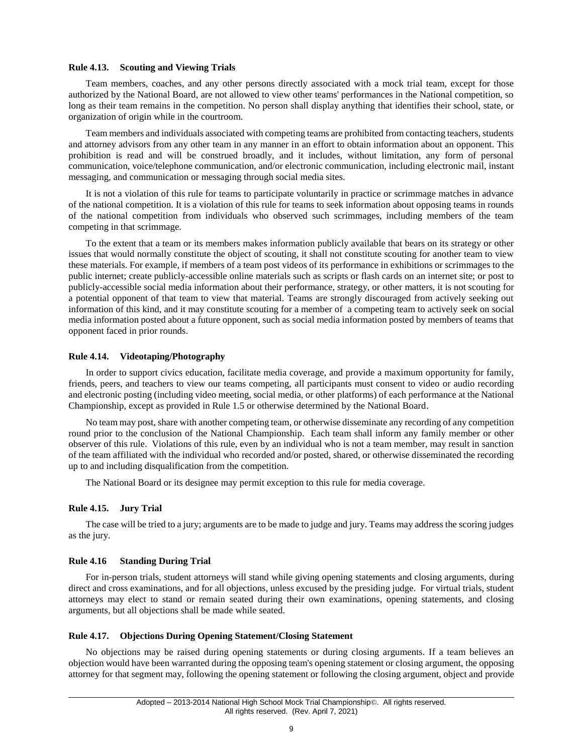### Rule 4.13. Scouting and Viewing Trials

Team members, coaches, and any other persons directly associated with a mock trial team, except for those authorized by the National Board, are not allowed to view other teams' performances in the National competition, so long as their team remains in the competition. No person shall display anything that identifies their school, state, or organization of origin while in the courtroom.

Team members and individuals associated with competing teams are prohibited from contacting teachers, students and attorney advisors from any other team in any manner in an effort to obtain information about an opponent. This prohibition is read and will be construed broadly, and it includes, without limitation, any form of personal communication, voice/telephone communication, and/or electronic communication, including electronic mail, instant messaging, and communication or messaging through social media sites.

It is not a violation of this rule for teams to participate voluntarily in practice or scrimmage matches in advance of the national competition. It is a violation of this rule for teams to seek information about opposing teams in rounds of the national competition from individuals who observed such scrimmages, including members of the team competing in that scrimmage.

To the extent that a team or its members makes information publicly available that bears on its strategy or other issues that would normally constitute the object of scouting, it shall not constitute scouting for another team to view these materials. For example, if members of a team post videos of its performance in exhibitions or scrimmages to the public internet; create publicly-accessible online materials such as scripts or flash cards on an internet site; or post to publicly-accessible social media information about their performance, strategy, or other matters, it is not scouting for a potential opponent of that team to view that material. Teams are strongly discouraged from actively seeking out information of this kind, and it may constitute scouting for a member of a competing team to actively seek on social media information posted about a future opponent, such as social media information posted by members of teams that opponent faced in prior rounds.

### Rule 4.14. Videotaping/Photography

In order to support civics education, facilitate media coverage, and provide a maximum opportunity for family, friends, peers, and teachers to view our teams competing, all participants must consent to video or audio recording and electronic posting (including video meeting, social media, or other platforms) of each performance at the National Championship, except as provided in Rule 1.5 or otherwise determined by the National Board.

No team may post, share with another competing team, or otherwise disseminate any recording of any competition round prior to the conclusion of the National Championship. Each team shall inform any family member or other observer of this rule. Violations of this rule, even by an individual who is not a team member, may result in sanction of the team affiliated with the individual who recorded and/or posted, shared, or otherwise disseminated the recording up to and including disqualification from the competition.

The National Board or its designee may permit exception to this rule for media coverage.

### Rule 4.15. Jury Trial

The case will be tried to a jury; arguments are to be made to judge and jury. Teams may address the scoring judges as the jury.

### Rule 4.16 Standing During Trial

For in-person trials, student attorneys will stand while giving opening statements and closing arguments, during direct and cross examinations, and for all objections, unless excused by the presiding judge. For virtual trials, student attorneys may elect to stand or remain seated during their own examinations, opening statements, and closing arguments, but all objections shall be made while seated.

### Rule 4.17. Objections During Opening Statement/Closing Statement

No objections may be raised during opening statements or during closing arguments. If a team believes an objection would have been warranted during the opposing team's opening statement or closing argument, the opposing attorney for that segment may, following the opening statement or following the closing argument, object and provide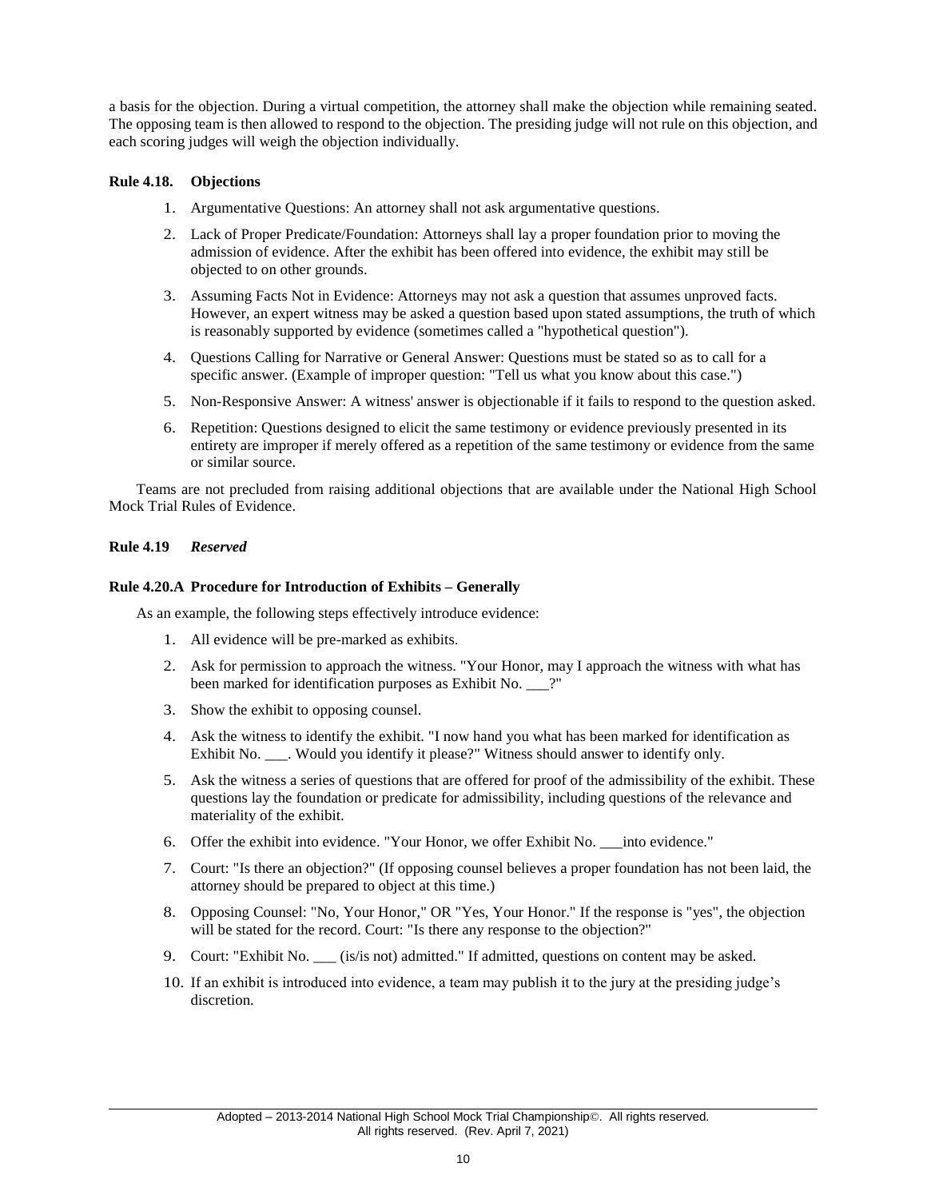a basis for the objection. During a virtual competition, the attorney shall make the objection while remaining seated. The opposing team is then allowed to respond to the objection. The presiding judge will not rule on this objection, and each scoring judges will weigh the objection individually.

**Rule 4.18. Objections**

1. Argumentative Questions: An attorney shall not ask argumentative questions.
2. Lack of Proper Predicate/Foundation: Attorneys shall lay a proper foundation prior to moving the admission of evidence. After the exhibit has been offered into evidence, the exhibit may still be objected to on other grounds.
3. Assuming Facts Not in Evidence: Attorneys may not ask a question that assumes unproved facts. However, an expert witness may be asked a question based upon stated assumptions, the truth of which is reasonably supported by evidence (sometimes called a "hypothetical question").
4. Questions Calling for Narrative or General Answer: Questions must be stated so as to call for a specific answer. (Example of improper question: "Tell us what you know about this case.")
5. Non-Responsive Answer: A witness' answer is objectionable if it fails to respond to the question asked.
6. Repetition: Questions designed to elicit the same testimony or evidence previously presented in its entirety are improper if merely offered as a repetition of the same testimony or evidence from the same or similar source.

Teams are not precluded from raising additional objections that are available under the National High School Mock Trial Rules of Evidence.

**Rule 4.19** ***Reserved***

**Rule 4.20.A Procedure for Introduction of Exhibits – Generally**

As an example, the following steps effectively introduce evidence:

1. All evidence will be pre-marked as exhibits.
2. Ask for permission to approach the witness. "Your Honor, may I approach the witness with what has been marked for identification purposes as Exhibit No. ___?"
3. Show the exhibit to opposing counsel.
4. Ask the witness to identify the exhibit. "I now hand you what has been marked for identification as Exhibit No. ___. Would you identify it please?" Witness should answer to identify only.
5. Ask the witness a series of questions that are offered for proof of the admissibility of the exhibit. These questions lay the foundation or predicate for admissibility, including questions of the relevance and materiality of the exhibit.
6. Offer the exhibit into evidence. "Your Honor, we offer Exhibit No. ___into evidence."
7. Court: "Is there an objection?" (If opposing counsel believes a proper foundation has not been laid, the attorney should be prepared to object at this time.)
8. Opposing Counsel: "No, Your Honor," OR "Yes, Your Honor." If the response is "yes", the objection will be stated for the record. Court: "Is there any response to the objection?"
9. Court: "Exhibit No. ___ (is/is not) admitted." If admitted, questions on content may be asked.
10. If an exhibit is introduced into evidence, a team may publish it to the jury at the presiding judge's discretion.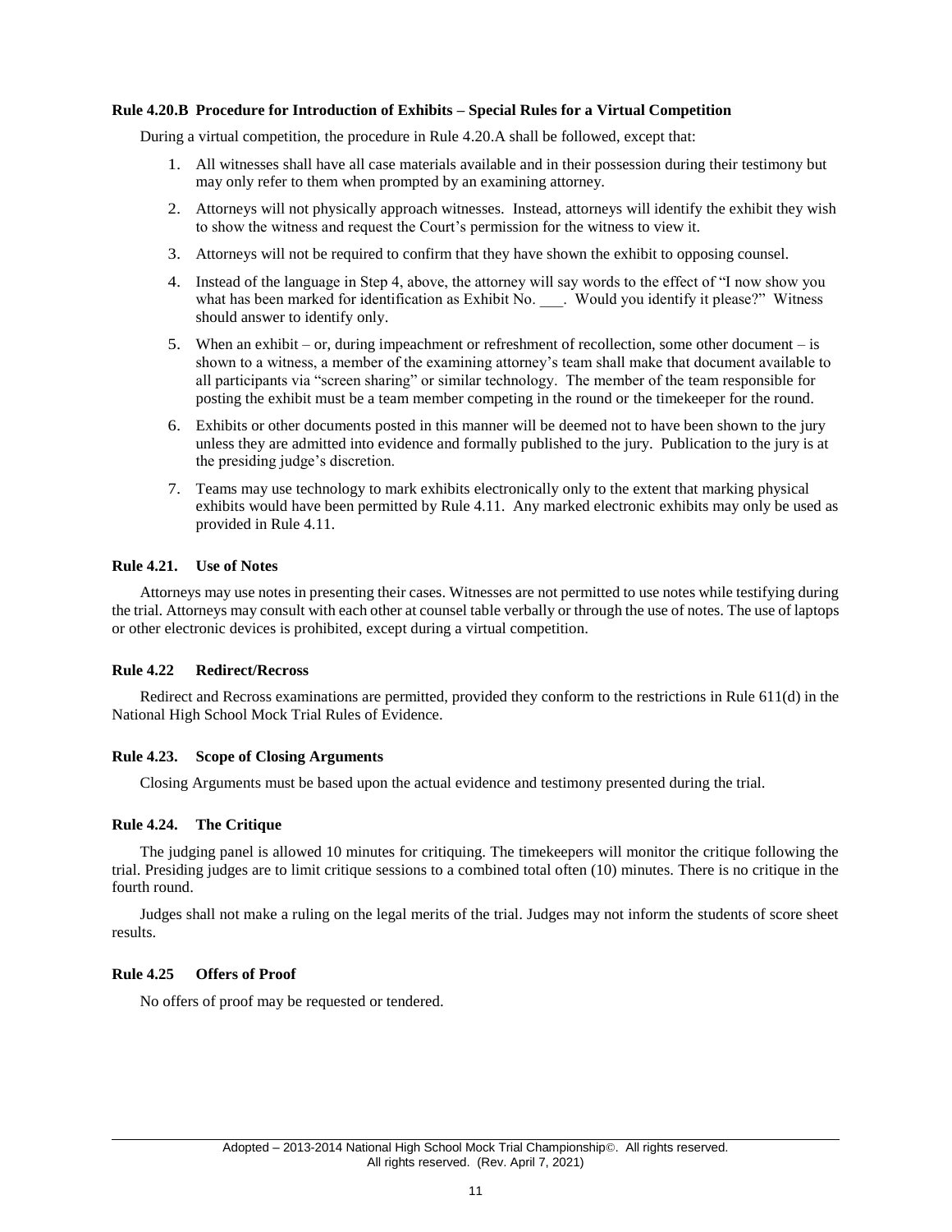**Rule 4.20.B Procedure for Introduction of Exhibits – Special Rules for a Virtual Competition**

During a virtual competition, the procedure in Rule 4.20.A shall be followed, except that:

1. All witnesses shall have all case materials available and in their possession during their testimony but may only refer to them when prompted by an examining attorney.
2. Attorneys will not physically approach witnesses. Instead, attorneys will identify the exhibit they wish to show the witness and request the Court's permission for the witness to view it.
3. Attorneys will not be required to confirm that they have shown the exhibit to opposing counsel.
4. Instead of the language in Step 4, above, the attorney will say words to the effect of "I now show you what has been marked for identification as Exhibit No. ___. Would you identify it please?" Witness should answer to identify only.
5. When an exhibit – or, during impeachment or refreshment of recollection, some other document – is shown to a witness, a member of the examining attorney's team shall make that document available to all participants via "screen sharing" or similar technology. The member of the team responsible for posting the exhibit must be a team member competing in the round or the timekeeper for the round.
6. Exhibits or other documents posted in this manner will be deemed not to have been shown to the jury unless they are admitted into evidence and formally published to the jury. Publication to the jury is at the presiding judge's discretion.
7. Teams may use technology to mark exhibits electronically only to the extent that marking physical exhibits would have been permitted by Rule 4.11. Any marked electronic exhibits may only be used as provided in Rule 4.11.

**Rule 4.21. Use of Notes**

Attorneys may use notes in presenting their cases. Witnesses are not permitted to use notes while testifying during the trial. Attorneys may consult with each other at counsel table verbally or through the use of notes. The use of laptops or other electronic devices is prohibited, except during a virtual competition.

**Rule 4.22 Redirect/Recross**

Redirect and Recross examinations are permitted, provided they conform to the restrictions in Rule 611(d) in the National High School Mock Trial Rules of Evidence.

**Rule 4.23. Scope of Closing Arguments**

Closing Arguments must be based upon the actual evidence and testimony presented during the trial.

**Rule 4.24. The Critique**

The judging panel is allowed 10 minutes for critiquing. The timekeepers will monitor the critique following the trial. Presiding judges are to limit critique sessions to a combined total often (10) minutes. There is no critique in the fourth round.

Judges shall not make a ruling on the legal merits of the trial. Judges may not inform the students of score sheet results.

**Rule 4.25 Offers of Proof**

No offers of proof may be requested or tendered.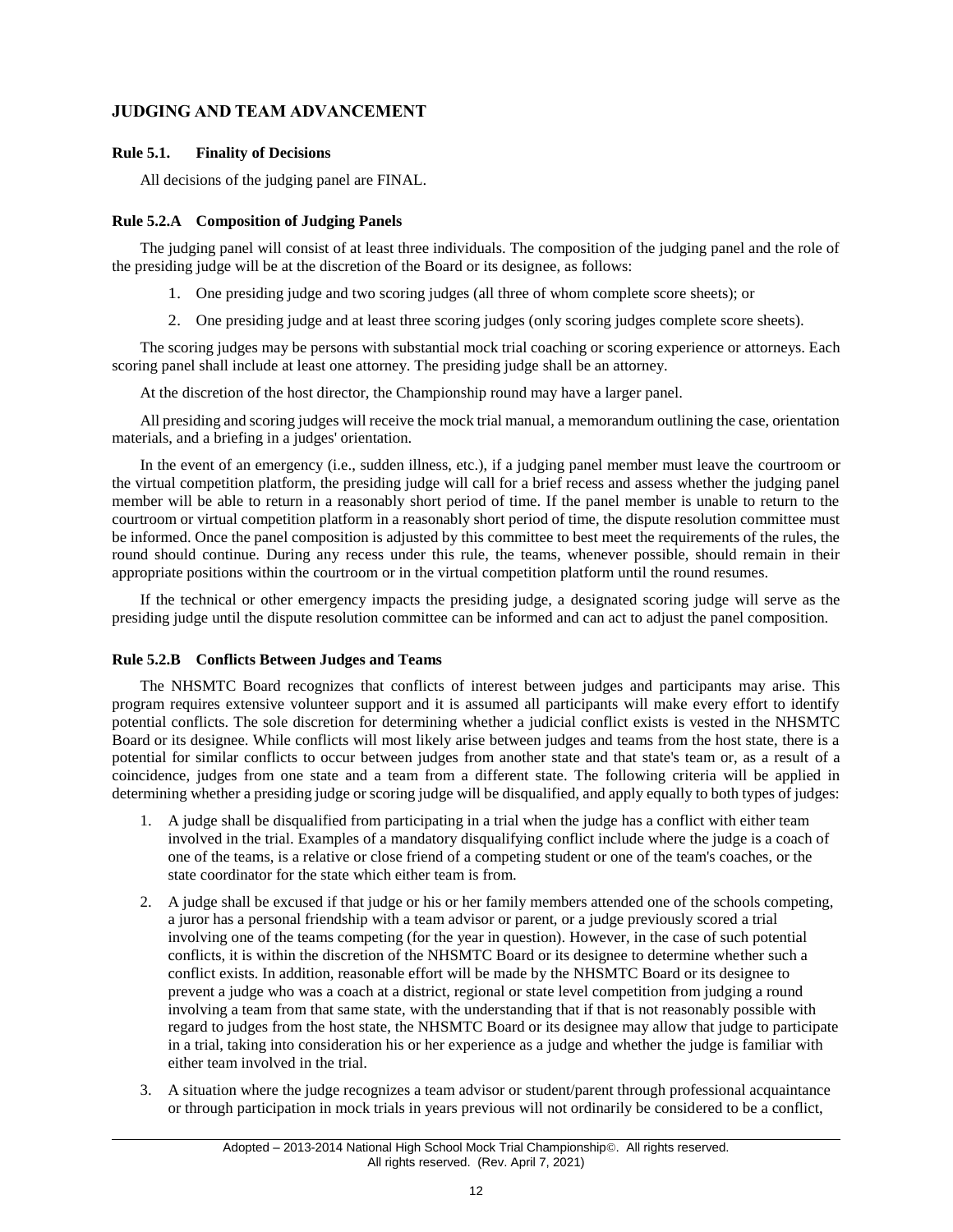## JUDGING AND TEAM ADVANCEMENT

### Rule 5.1. Finality of Decisions

All decisions of the judging panel are FINAL.

### Rule 5.2.A Composition of Judging Panels

The judging panel will consist of at least three individuals. The composition of the judging panel and the role of the presiding judge will be at the discretion of the Board or its designee, as follows:

1. One presiding judge and two scoring judges (all three of whom complete score sheets); or
2. One presiding judge and at least three scoring judges (only scoring judges complete score sheets).

The scoring judges may be persons with substantial mock trial coaching or scoring experience or attorneys. Each scoring panel shall include at least one attorney. The presiding judge shall be an attorney.

At the discretion of the host director, the Championship round may have a larger panel.

All presiding and scoring judges will receive the mock trial manual, a memorandum outlining the case, orientation materials, and a briefing in a judges' orientation.

In the event of an emergency (i.e., sudden illness, etc.), if a judging panel member must leave the courtroom or the virtual competition platform, the presiding judge will call for a brief recess and assess whether the judging panel member will be able to return in a reasonably short period of time. If the panel member is unable to return to the courtroom or virtual competition platform in a reasonably short period of time, the dispute resolution committee must be informed. Once the panel composition is adjusted by this committee to best meet the requirements of the rules, the round should continue. During any recess under this rule, the teams, whenever possible, should remain in their appropriate positions within the courtroom or in the virtual competition platform until the round resumes.

If the technical or other emergency impacts the presiding judge, a designated scoring judge will serve as the presiding judge until the dispute resolution committee can be informed and can act to adjust the panel composition.

### Rule 5.2.B Conflicts Between Judges and Teams

The NHSMTC Board recognizes that conflicts of interest between judges and participants may arise. This program requires extensive volunteer support and it is assumed all participants will make every effort to identify potential conflicts. The sole discretion for determining whether a judicial conflict exists is vested in the NHSMTC Board or its designee. While conflicts will most likely arise between judges and teams from the host state, there is a potential for similar conflicts to occur between judges from another state and that state's team or, as a result of a coincidence, judges from one state and a team from a different state. The following criteria will be applied in determining whether a presiding judge or scoring judge will be disqualified, and apply equally to both types of judges:

1. A judge shall be disqualified from participating in a trial when the judge has a conflict with either team involved in the trial. Examples of a mandatory disqualifying conflict include where the judge is a coach of one of the teams, is a relative or close friend of a competing student or one of the team's coaches, or the state coordinator for the state which either team is from.
2. A judge shall be excused if that judge or his or her family members attended one of the schools competing, a juror has a personal friendship with a team advisor or parent, or a judge previously scored a trial involving one of the teams competing (for the year in question). However, in the case of such potential conflicts, it is within the discretion of the NHSMTC Board or its designee to determine whether such a conflict exists. In addition, reasonable effort will be made by the NHSMTC Board or its designee to prevent a judge who was a coach at a district, regional or state level competition from judging a round involving a team from that same state, with the understanding that if that is not reasonably possible with regard to judges from the host state, the NHSMTC Board or its designee may allow that judge to participate in a trial, taking into consideration his or her experience as a judge and whether the judge is familiar with either team involved in the trial.
3. A situation where the judge recognizes a team advisor or student/parent through professional acquaintance or through participation in mock trials in years previous will not ordinarily be considered to be a conflict,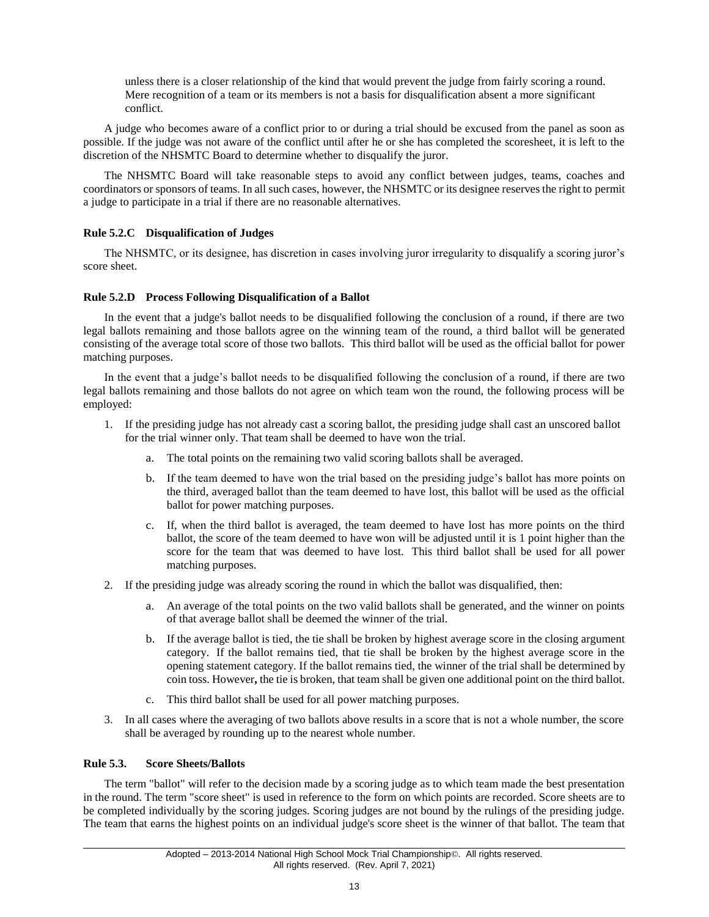unless there is a closer relationship of the kind that would prevent the judge from fairly scoring a round. Mere recognition of a team or its members is not a basis for disqualification absent a more significant conflict.

A judge who becomes aware of a conflict prior to or during a trial should be excused from the panel as soon as possible. If the judge was not aware of the conflict until after he or she has completed the scoresheet, it is left to the discretion of the NHSMTC Board to determine whether to disqualify the juror.

The NHSMTC Board will take reasonable steps to avoid any conflict between judges, teams, coaches and coordinators or sponsors of teams. In all such cases, however, the NHSMTC or its designee reserves the right to permit a judge to participate in a trial if there are no reasonable alternatives.

**Rule 5.2.C Disqualification of Judges**

The NHSMTC, or its designee, has discretion in cases involving juror irregularity to disqualify a scoring juror's score sheet.

**Rule 5.2.D Process Following Disqualification of a Ballot**

In the event that a judge's ballot needs to be disqualified following the conclusion of a round, if there are two legal ballots remaining and those ballots agree on the winning team of the round, a third ballot will be generated consisting of the average total score of those two ballots. This third ballot will be used as the official ballot for power matching purposes.

In the event that a judge's ballot needs to be disqualified following the conclusion of a round, if there are two legal ballots remaining and those ballots do not agree on which team won the round, the following process will be employed:

1. If the presiding judge has not already cast a scoring ballot, the presiding judge shall cast an unscored ballot for the trial winner only. That team shall be deemed to have won the trial.
    a. The total points on the remaining two valid scoring ballots shall be averaged.
    b. If the team deemed to have won the trial based on the presiding judge's ballot has more points on the third, averaged ballot than the team deemed to have lost, this ballot will be used as the official ballot for power matching purposes.
    c. If, when the third ballot is averaged, the team deemed to have lost has more points on the third ballot, the score of the team deemed to have won will be adjusted until it is 1 point higher than the score for the team that was deemed to have lost. This third ballot shall be used for all power matching purposes.
2. If the presiding judge was already scoring the round in which the ballot was disqualified, then:
    a. An average of the total points on the two valid ballots shall be generated, and the winner on points of that average ballot shall be deemed the winner of the trial.
    b. If the average ballot is tied, the tie shall be broken by highest average score in the closing argument category. If the ballot remains tied, that tie shall be broken by the highest average score in the opening statement category. If the ballot remains tied, the winner of the trial shall be determined by coin toss. However**,** the tie is broken, that team shall be given one additional point on the third ballot.
    c. This third ballot shall be used for all power matching purposes.
3. In all cases where the averaging of two ballots above results in a score that is not a whole number, the score shall be averaged by rounding up to the nearest whole number.

**Rule 5.3. Score Sheets/Ballots**

The term "ballot" will refer to the decision made by a scoring judge as to which team made the best presentation in the round. The term "score sheet" is used in reference to the form on which points are recorded. Score sheets are to be completed individually by the scoring judges. Scoring judges are not bound by the rulings of the presiding judge. The team that earns the highest points on an individual judge's score sheet is the winner of that ballot. The team that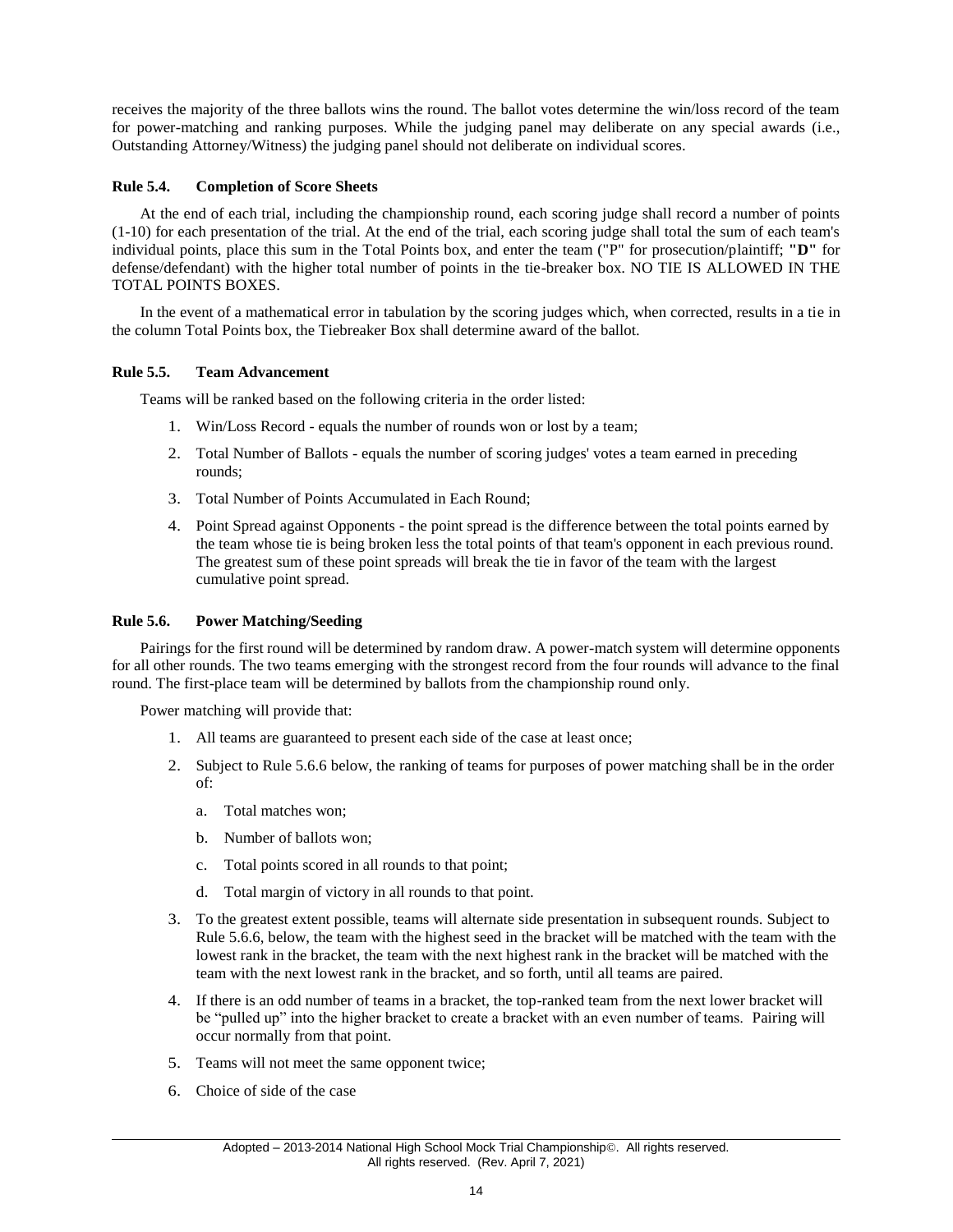receives the majority of the three ballots wins the round. The ballot votes determine the win/loss record of the team for power-matching and ranking purposes. While the judging panel may deliberate on any special awards (i.e., Outstanding Attorney/Witness) the judging panel should not deliberate on individual scores.

### Rule 5.4. Completion of Score Sheets

At the end of each trial, including the championship round, each scoring judge shall record a number of points (1-10) for each presentation of the trial. At the end of the trial, each scoring judge shall total the sum of each team's individual points, place this sum in the Total Points box, and enter the team ("P" for prosecution/plaintiff; **"D"** for defense/defendant) with the higher total number of points in the tie-breaker box. NO TIE IS ALLOWED IN THE TOTAL POINTS BOXES.

In the event of a mathematical error in tabulation by the scoring judges which, when corrected, results in a tie in the column Total Points box, the Tiebreaker Box shall determine award of the ballot.

### Rule 5.5. Team Advancement

Teams will be ranked based on the following criteria in the order listed:

1. Win/Loss Record - equals the number of rounds won or lost by a team;
2. Total Number of Ballots - equals the number of scoring judges' votes a team earned in preceding rounds;
3. Total Number of Points Accumulated in Each Round;
4. Point Spread against Opponents - the point spread is the difference between the total points earned by the team whose tie is being broken less the total points of that team's opponent in each previous round. The greatest sum of these point spreads will break the tie in favor of the team with the largest cumulative point spread.

### Rule 5.6. Power Matching/Seeding

Pairings for the first round will be determined by random draw. A power-match system will determine opponents for all other rounds. The two teams emerging with the strongest record from the four rounds will advance to the final round. The first-place team will be determined by ballots from the championship round only.

Power matching will provide that:

1. All teams are guaranteed to present each side of the case at least once;
2. Subject to Rule 5.6.6 below, the ranking of teams for purposes of power matching shall be in the order of:
   a. Total matches won;
   b. Number of ballots won;
   c. Total points scored in all rounds to that point;
   d. Total margin of victory in all rounds to that point.
3. To the greatest extent possible, teams will alternate side presentation in subsequent rounds. Subject to Rule 5.6.6, below, the team with the highest seed in the bracket will be matched with the team with the lowest rank in the bracket, the team with the next highest rank in the bracket will be matched with the team with the next lowest rank in the bracket, and so forth, until all teams are paired.
4. If there is an odd number of teams in a bracket, the top-ranked team from the next lower bracket will be "pulled up" into the higher bracket to create a bracket with an even number of teams. Pairing will occur normally from that point.
5. Teams will not meet the same opponent twice;
6. Choice of side of the case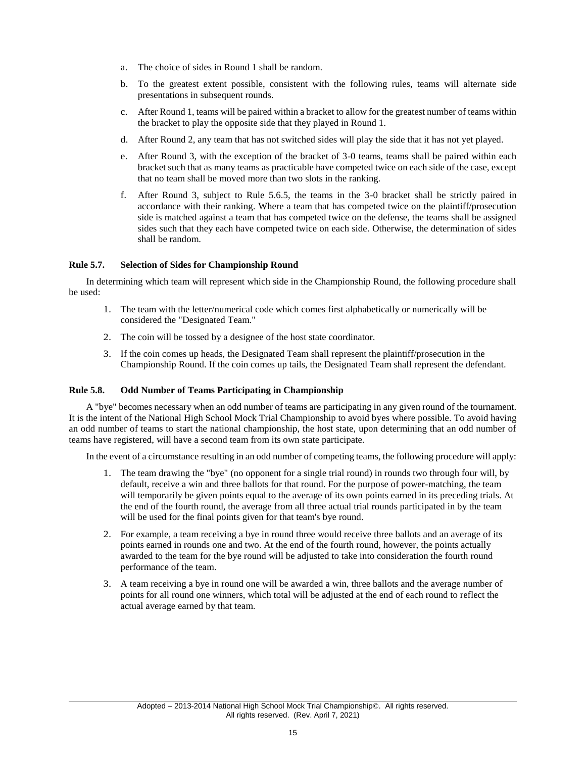a. The choice of sides in Round 1 shall be random.

b. To the greatest extent possible, consistent with the following rules, teams will alternate side presentations in subsequent rounds.

c. After Round 1, teams will be paired within a bracket to allow for the greatest number of teams within the bracket to play the opposite side that they played in Round 1.

d. After Round 2, any team that has not switched sides will play the side that it has not yet played.

e. After Round 3, with the exception of the bracket of 3-0 teams, teams shall be paired within each bracket such that as many teams as practicable have competed twice on each side of the case, except that no team shall be moved more than two slots in the ranking.

f. After Round 3, subject to Rule 5.6.5, the teams in the 3-0 bracket shall be strictly paired in accordance with their ranking. Where a team that has competed twice on the plaintiff/prosecution side is matched against a team that has competed twice on the defense, the teams shall be assigned sides such that they each have competed twice on each side. Otherwise, the determination of sides shall be random.

### Rule 5.7. Selection of Sides for Championship Round

In determining which team will represent which side in the Championship Round, the following procedure shall be used:

1. The team with the letter/numerical code which comes first alphabetically or numerically will be considered the "Designated Team."
2. The coin will be tossed by a designee of the host state coordinator.
3. If the coin comes up heads, the Designated Team shall represent the plaintiff/prosecution in the Championship Round. If the coin comes up tails, the Designated Team shall represent the defendant.

### Rule 5.8. Odd Number of Teams Participating in Championship

A "bye" becomes necessary when an odd number of teams are participating in any given round of the tournament. It is the intent of the National High School Mock Trial Championship to avoid byes where possible. To avoid having an odd number of teams to start the national championship, the host state, upon determining that an odd number of teams have registered, will have a second team from its own state participate.

In the event of a circumstance resulting in an odd number of competing teams, the following procedure will apply:

1. The team drawing the "bye" (no opponent for a single trial round) in rounds two through four will, by default, receive a win and three ballots for that round. For the purpose of power-matching, the team will temporarily be given points equal to the average of its own points earned in its preceding trials. At the end of the fourth round, the average from all three actual trial rounds participated in by the team will be used for the final points given for that team's bye round.
2. For example, a team receiving a bye in round three would receive three ballots and an average of its points earned in rounds one and two. At the end of the fourth round, however, the points actually awarded to the team for the bye round will be adjusted to take into consideration the fourth round performance of the team.
3. A team receiving a bye in round one will be awarded a win, three ballots and the average number of points for all round one winners, which total will be adjusted at the end of each round to reflect the actual average earned by that team.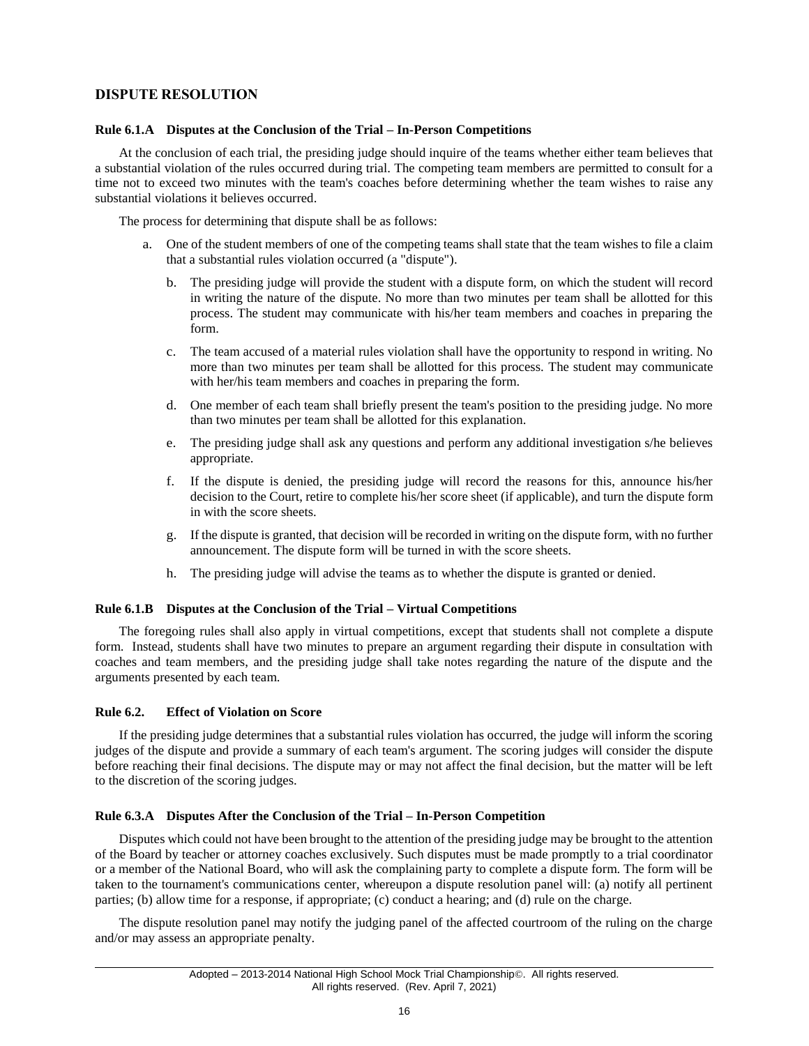## DISPUTE RESOLUTION

### Rule 6.1.A Disputes at the Conclusion of the Trial – In-Person Competitions

At the conclusion of each trial, the presiding judge should inquire of the teams whether either team believes that a substantial violation of the rules occurred during trial. The competing team members are permitted to consult for a time not to exceed two minutes with the team's coaches before determining whether the team wishes to raise any substantial violations it believes occurred.

The process for determining that dispute shall be as follows:

a. One of the student members of one of the competing teams shall state that the team wishes to file a claim that a substantial rules violation occurred (a "dispute").

b. The presiding judge will provide the student with a dispute form, on which the student will record in writing the nature of the dispute. No more than two minutes per team shall be allotted for this process. The student may communicate with his/her team members and coaches in preparing the form.

c. The team accused of a material rules violation shall have the opportunity to respond in writing. No more than two minutes per team shall be allotted for this process. The student may communicate with her/his team members and coaches in preparing the form.

d. One member of each team shall briefly present the team's position to the presiding judge. No more than two minutes per team shall be allotted for this explanation.

e. The presiding judge shall ask any questions and perform any additional investigation s/he believes appropriate.

f. If the dispute is denied, the presiding judge will record the reasons for this, announce his/her decision to the Court, retire to complete his/her score sheet (if applicable), and turn the dispute form in with the score sheets.

g. If the dispute is granted, that decision will be recorded in writing on the dispute form, with no further announcement. The dispute form will be turned in with the score sheets.

h. The presiding judge will advise the teams as to whether the dispute is granted or denied.

### Rule 6.1.B Disputes at the Conclusion of the Trial – Virtual Competitions

The foregoing rules shall also apply in virtual competitions, except that students shall not complete a dispute form. Instead, students shall have two minutes to prepare an argument regarding their dispute in consultation with coaches and team members, and the presiding judge shall take notes regarding the nature of the dispute and the arguments presented by each team.

### Rule 6.2. Effect of Violation on Score

If the presiding judge determines that a substantial rules violation has occurred, the judge will inform the scoring judges of the dispute and provide a summary of each team's argument. The scoring judges will consider the dispute before reaching their final decisions. The dispute may or may not affect the final decision, but the matter will be left to the discretion of the scoring judges.

### Rule 6.3.A Disputes After the Conclusion of the Trial – In-Person Competition

Disputes which could not have been brought to the attention of the presiding judge may be brought to the attention of the Board by teacher or attorney coaches exclusively. Such disputes must be made promptly to a trial coordinator or a member of the National Board, who will ask the complaining party to complete a dispute form. The form will be taken to the tournament's communications center, whereupon a dispute resolution panel will: (a) notify all pertinent parties; (b) allow time for a response, if appropriate; (c) conduct a hearing; and (d) rule on the charge.

The dispute resolution panel may notify the judging panel of the affected courtroom of the ruling on the charge and/or may assess an appropriate penalty.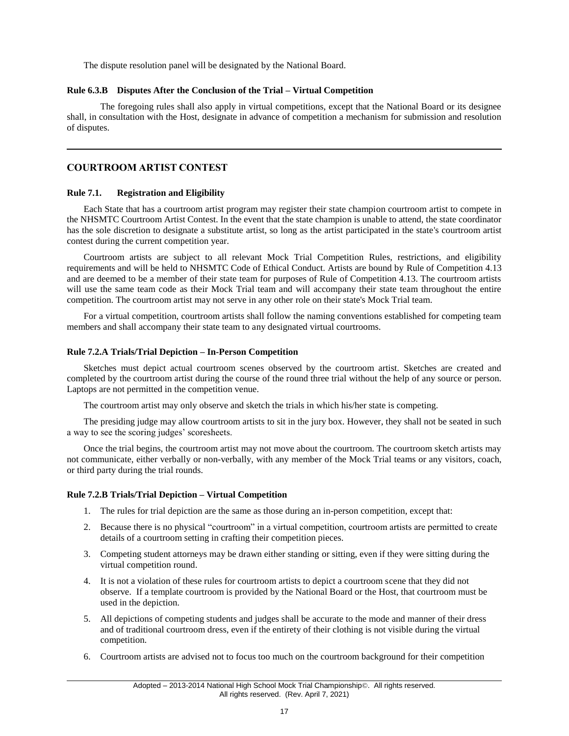The dispute resolution panel will be designated by the National Board.

**Rule 6.3.B Disputes After the Conclusion of the Trial – Virtual Competition**

The foregoing rules shall also apply in virtual competitions, except that the National Board or its designee shall, in consultation with the Host, designate in advance of competition a mechanism for submission and resolution of disputes.

---

## COURTROOM ARTIST CONTEST

**Rule 7.1. Registration and Eligibility**

Each State that has a courtroom artist program may register their state champion courtroom artist to compete in the NHSMTC Courtroom Artist Contest. In the event that the state champion is unable to attend, the state coordinator has the sole discretion to designate a substitute artist, so long as the artist participated in the state's courtroom artist contest during the current competition year.

Courtroom artists are subject to all relevant Mock Trial Competition Rules, restrictions, and eligibility requirements and will be held to NHSMTC Code of Ethical Conduct. Artists are bound by Rule of Competition 4.13 and are deemed to be a member of their state team for purposes of Rule of Competition 4.13. The courtroom artists will use the same team code as their Mock Trial team and will accompany their state team throughout the entire competition. The courtroom artist may not serve in any other role on their state's Mock Trial team.

For a virtual competition, courtroom artists shall follow the naming conventions established for competing team members and shall accompany their state team to any designated virtual courtrooms.

**Rule 7.2.A Trials/Trial Depiction – In-Person Competition**

Sketches must depict actual courtroom scenes observed by the courtroom artist. Sketches are created and completed by the courtroom artist during the course of the round three trial without the help of any source or person. Laptops are not permitted in the competition venue.

The courtroom artist may only observe and sketch the trials in which his/her state is competing.

The presiding judge may allow courtroom artists to sit in the jury box. However, they shall not be seated in such a way to see the scoring judges' scoresheets.

Once the trial begins, the courtroom artist may not move about the courtroom. The courtroom sketch artists may not communicate, either verbally or non-verbally, with any member of the Mock Trial teams or any visitors, coach, or third party during the trial rounds.

**Rule 7.2.B Trials/Trial Depiction – Virtual Competition**

1. The rules for trial depiction are the same as those during an in-person competition, except that:
2. Because there is no physical "courtroom" in a virtual competition, courtroom artists are permitted to create details of a courtroom setting in crafting their competition pieces.
3. Competing student attorneys may be drawn either standing or sitting, even if they were sitting during the virtual competition round.
4. It is not a violation of these rules for courtroom artists to depict a courtroom scene that they did not observe. If a template courtroom is provided by the National Board or the Host, that courtroom must be used in the depiction.
5. All depictions of competing students and judges shall be accurate to the mode and manner of their dress and of traditional courtroom dress, even if the entirety of their clothing is not visible during the virtual competition.
6. Courtroom artists are advised not to focus too much on the courtroom background for their competition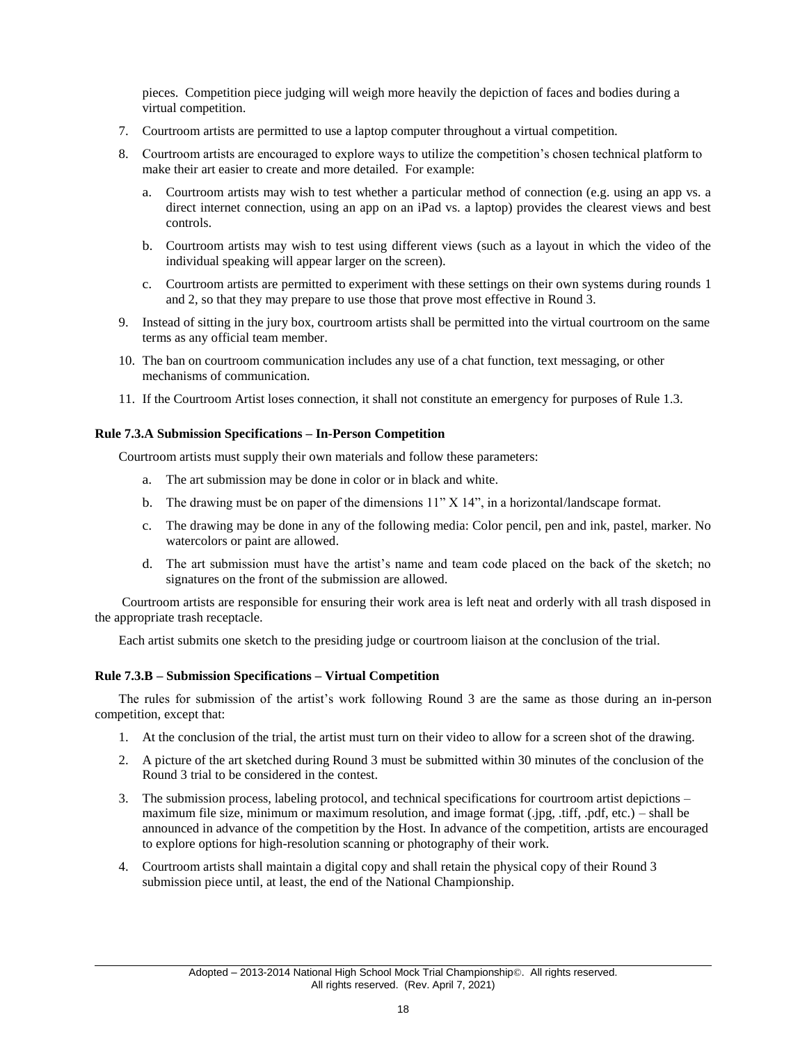pieces. Competition piece judging will weigh more heavily the depiction of faces and bodies during a virtual competition.

7. Courtroom artists are permitted to use a laptop computer throughout a virtual competition.

8. Courtroom artists are encouraged to explore ways to utilize the competition's chosen technical platform to make their art easier to create and more detailed. For example:

   a. Courtroom artists may wish to test whether a particular method of connection (e.g. using an app vs. a direct internet connection, using an app on an iPad vs. a laptop) provides the clearest views and best controls.

   b. Courtroom artists may wish to test using different views (such as a layout in which the video of the individual speaking will appear larger on the screen).

   c. Courtroom artists are permitted to experiment with these settings on their own systems during rounds 1 and 2, so that they may prepare to use those that prove most effective in Round 3.

9. Instead of sitting in the jury box, courtroom artists shall be permitted into the virtual courtroom on the same terms as any official team member.

10. The ban on courtroom communication includes any use of a chat function, text messaging, or other mechanisms of communication.

11. If the Courtroom Artist loses connection, it shall not constitute an emergency for purposes of Rule 1.3.

**Rule 7.3.A Submission Specifications – In-Person Competition**

Courtroom artists must supply their own materials and follow these parameters:

a. The art submission may be done in color or in black and white.

b. The drawing must be on paper of the dimensions 11" X 14", in a horizontal/landscape format.

c. The drawing may be done in any of the following media: Color pencil, pen and ink, pastel, marker. No watercolors or paint are allowed.

d. The art submission must have the artist's name and team code placed on the back of the sketch; no signatures on the front of the submission are allowed.

Courtroom artists are responsible for ensuring their work area is left neat and orderly with all trash disposed in the appropriate trash receptacle.

Each artist submits one sketch to the presiding judge or courtroom liaison at the conclusion of the trial.

**Rule 7.3.B – Submission Specifications – Virtual Competition**

The rules for submission of the artist's work following Round 3 are the same as those during an in-person competition, except that:

1. At the conclusion of the trial, the artist must turn on their video to allow for a screen shot of the drawing.

2. A picture of the art sketched during Round 3 must be submitted within 30 minutes of the conclusion of the Round 3 trial to be considered in the contest.

3. The submission process, labeling protocol, and technical specifications for courtroom artist depictions – maximum file size, minimum or maximum resolution, and image format (.jpg, .tiff, .pdf, etc.) – shall be announced in advance of the competition by the Host. In advance of the competition, artists are encouraged to explore options for high-resolution scanning or photography of their work.

4. Courtroom artists shall maintain a digital copy and shall retain the physical copy of their Round 3 submission piece until, at least, the end of the National Championship.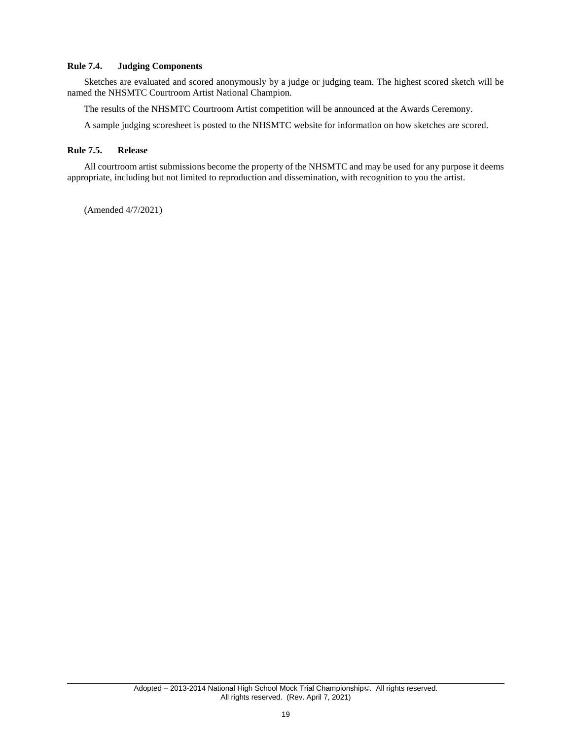### Rule 7.4. Judging Components

Sketches are evaluated and scored anonymously by a judge or judging team. The highest scored sketch will be named the NHSMTC Courtroom Artist National Champion.

The results of the NHSMTC Courtroom Artist competition will be announced at the Awards Ceremony.

A sample judging scoresheet is posted to the NHSMTC website for information on how sketches are scored.

### Rule 7.5. Release

All courtroom artist submissions become the property of the NHSMTC and may be used for any purpose it deems appropriate, including but not limited to reproduction and dissemination, with recognition to you the artist.

(Amended 4/7/2021)